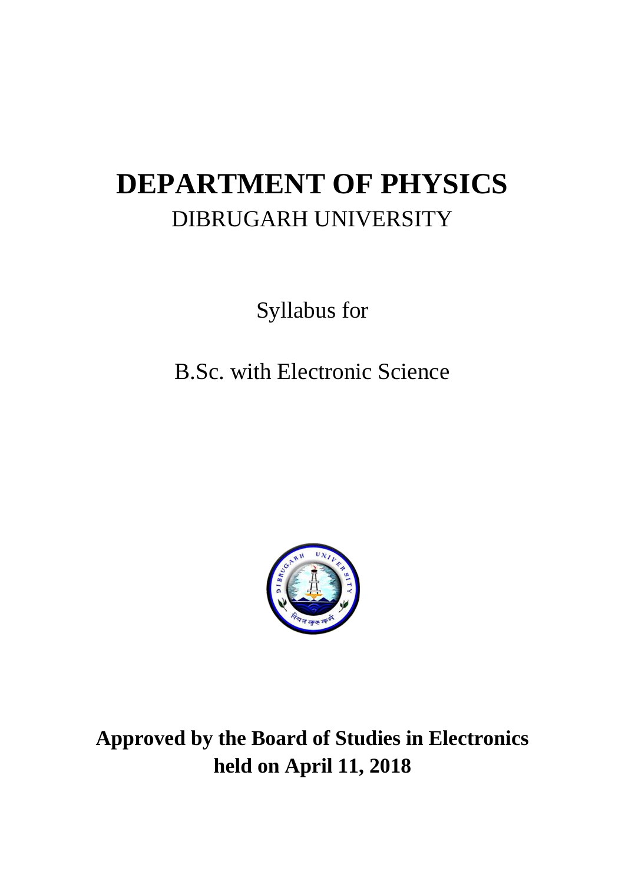# DEPARTMENT OF PHYSICS

DIBRUGARH UNIVERSITY

Syllabus for

B.Sc. with Electronic Science

**Approved by the Board of Studies in Electronics held on April 11, 2018**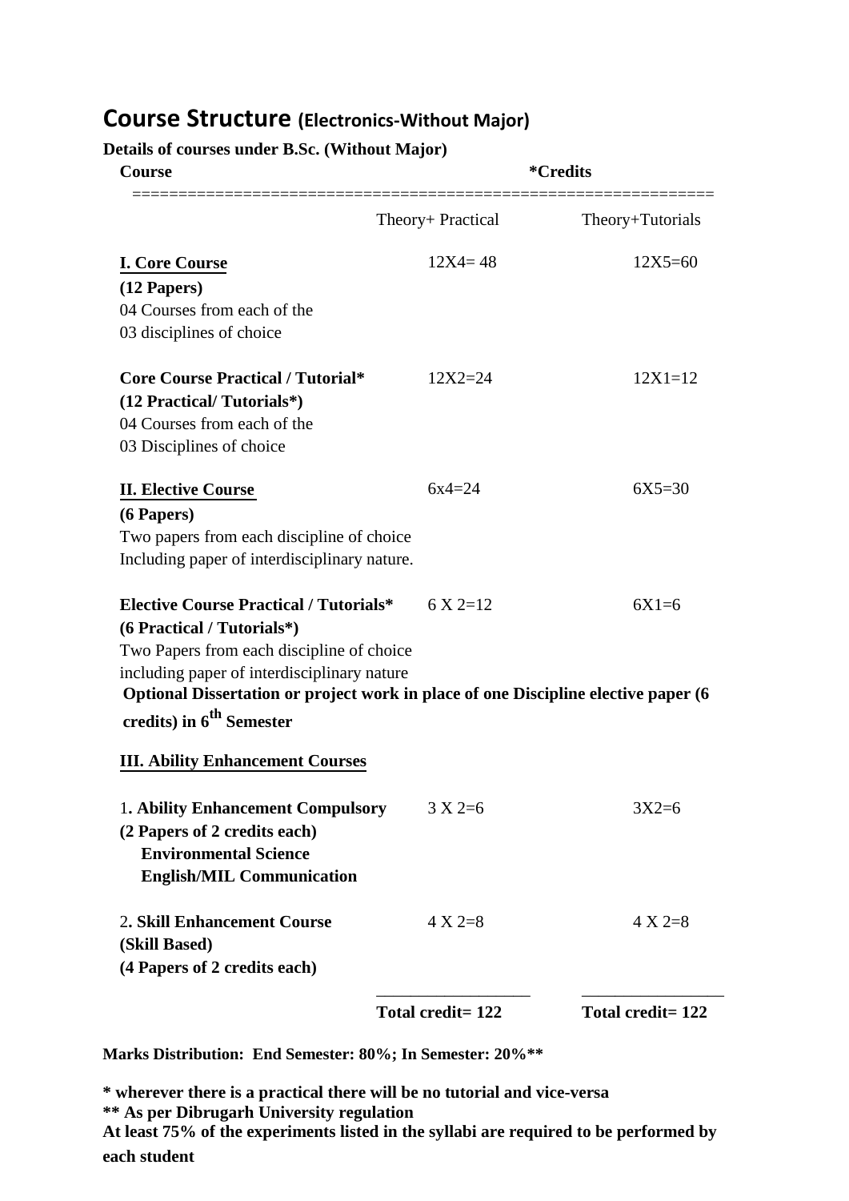# Course Structure (Electronics-Without Major)

**Details of courses under B.Sc. (Without Major)**

| **Course** | ***Credits** | |
|---|---|---|
| | Theory+ Practical | Theory+Tutorials |
| **I. Core Course**<br>**(12 Papers)**<br>04 Courses from each of the<br>03 disciplines of choice | 12X4= 48 | 12X5=60 |
| **Core Course Practical / Tutorial***<br>**(12 Practical/ Tutorials*)**<br>04 Courses from each of the<br>03 Disciplines of choice | 12X2=24 | 12X1=12 |
| **II. Elective Course**<br>**(6 Papers)**<br>Two papers from each discipline of choice<br>Including paper of interdisciplinary nature. | 6x4=24 | 6X5=30 |
| **Elective Course Practical / Tutorials***<br>**(6 Practical / Tutorials*)**<br>Two Papers from each discipline of choice<br>including paper of interdisciplinary nature | 6 X 2=12 | 6X1=6 |
| **Optional Dissertation or project work in place of one Discipline elective paper (6 credits) in 6th Semester** | | |
| **III. Ability Enhancement Courses** | | |
| 1**. Ability Enhancement Compulsory**<br>**(2 Papers of 2 credits each)**<br>**Environmental Science**<br>**English/MIL Communication** | 3 X 2=6 | 3X2=6 |
| 2**. Skill Enhancement Course**<br>**(Skill Based)**<br>**(4 Papers of 2 credits each)** | 4 X 2=8 | 4 X 2=8 |
| | **Total credit= 122** | **Total credit= 122** |

**Marks Distribution: End Semester: 80%; In Semester: 20%****

*** wherever there is a practical there will be no tutorial and vice-versa**

**** As per Dibrugarh University regulation**

**At least 75% of the experiments listed in the syllabi are required to be performed by each student**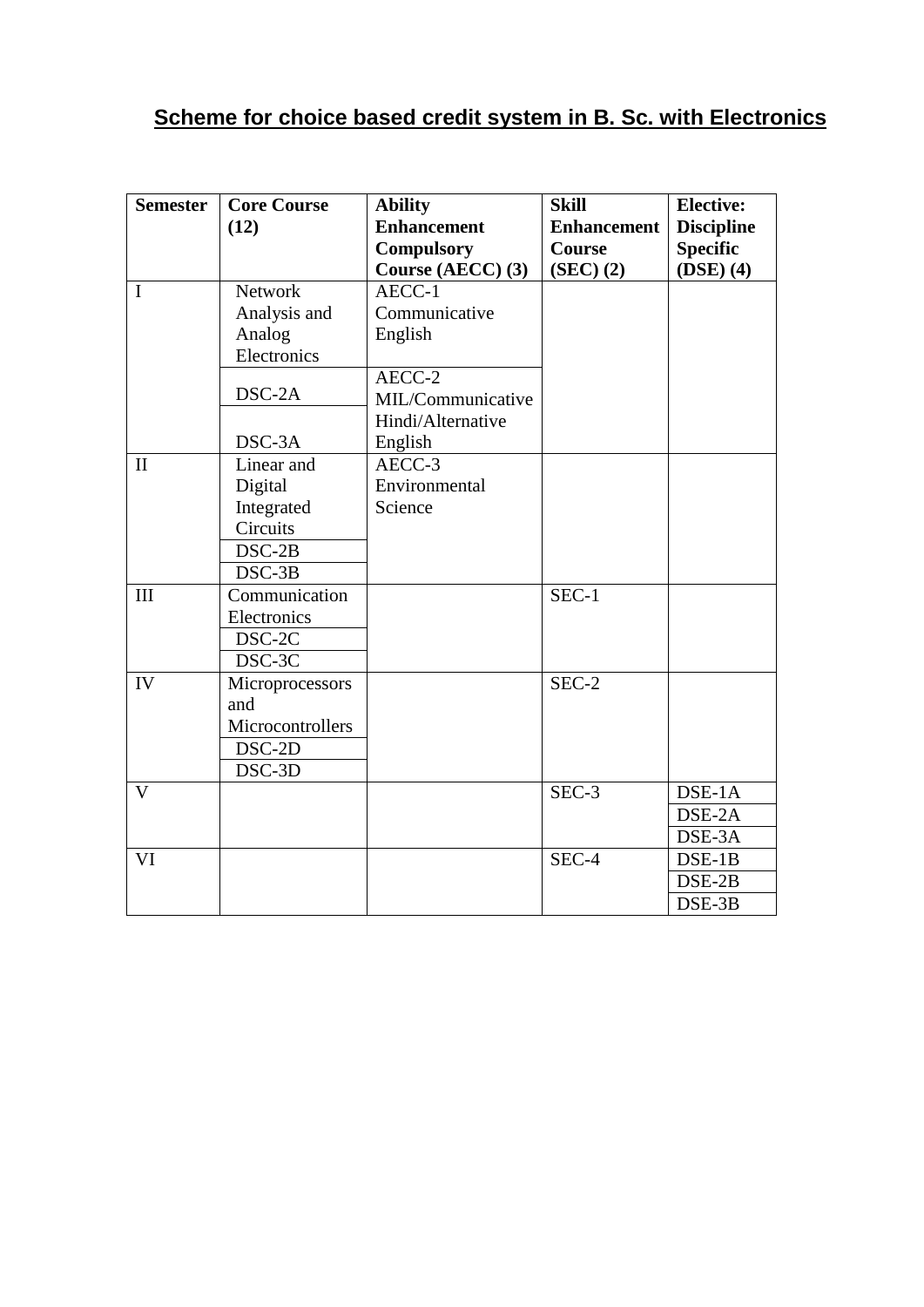# Scheme for choice based credit system in B. Sc. with Electronics

| Semester | Core Course (12) | Ability Enhancement Compulsory Course (AECC) (3) | Skill Enhancement Course (SEC) (2) | Elective: Discipline Specific (DSE) (4) |
|---|---|---|---|---|
| I | Network Analysis and Analog Electronics | AECC-1 Communicative English | | |
| | DSC-2A | AECC-2 MIL/Communicative Hindi/Alternative English | | |
| | DSC-3A | | | |
| II | Linear and Digital Integrated Circuits | AECC-3 Environmental Science | | |
| | DSC-2B | | | |
| | DSC-3B | | | |
| III | Communication Electronics | | SEC-1 | |
| | DSC-2C | | | |
| | DSC-3C | | | |
| IV | Microprocessors and Microcontrollers | | SEC-2 | |
| | DSC-2D | | | |
| | DSC-3D | | | |
| V | | | SEC-3 | DSE-1A |
| | | | | DSE-2A |
| | | | | DSE-3A |
| VI | | | SEC-4 | DSE-1B |
| | | | | DSE-2B |
| | | | | DSE-3B |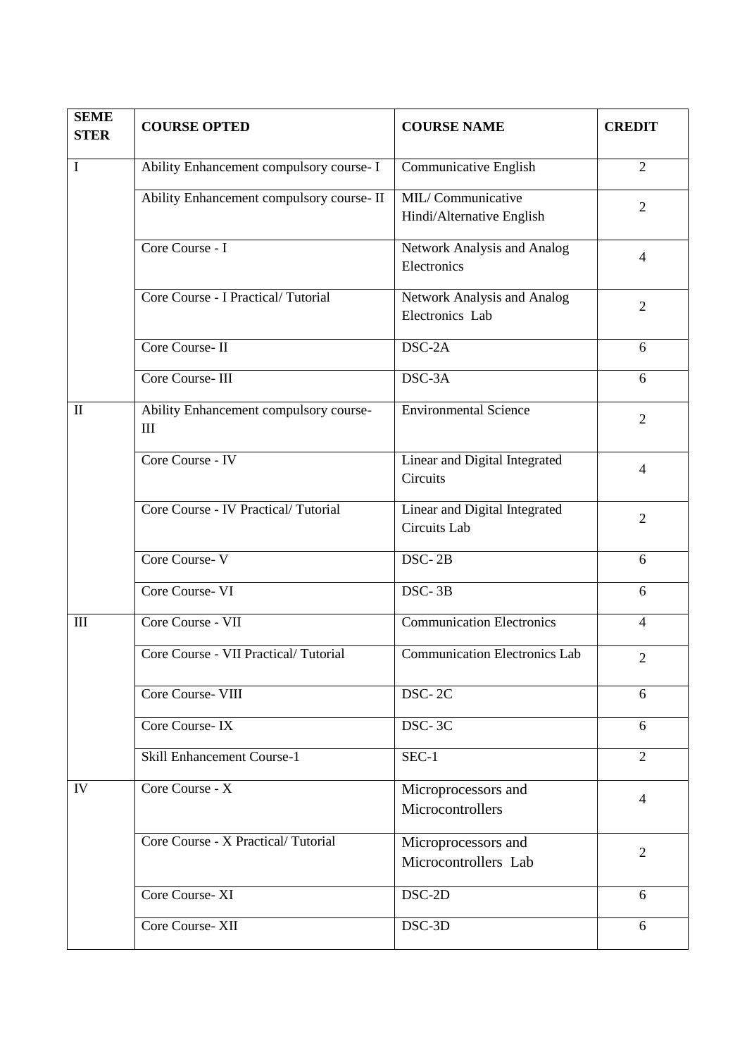| SEMESTER | COURSE OPTED | COURSE NAME | CREDIT |
|---|---|---|---|
| I | Ability Enhancement compulsory course- I | Communicative English | 2 |
| | Ability Enhancement compulsory course- II | MIL/ Communicative Hindi/Alternative English | 2 |
| | Core Course - I | Network Analysis and Analog Electronics | 4 |
| | Core Course - I Practical/ Tutorial | Network Analysis and Analog Electronics Lab | 2 |
| | Core Course- II | DSC-2A | 6 |
| | Core Course- III | DSC-3A | 6 |
| II | Ability Enhancement compulsory course-III | Environmental Science | 2 |
| | Core Course - IV | Linear and Digital Integrated Circuits | 4 |
| | Core Course - IV Practical/ Tutorial | Linear and Digital Integrated Circuits Lab | 2 |
| | Core Course- V | DSC- 2B | 6 |
| | Core Course- VI | DSC- 3B | 6 |
| III | Core Course - VII | Communication Electronics | 4 |
| | Core Course - VII Practical/ Tutorial | Communication Electronics Lab | 2 |
| | Core Course- VIII | DSC- 2C | 6 |
| | Core Course- IX | DSC- 3C | 6 |
| | Skill Enhancement Course-1 | SEC-1 | 2 |
| IV | Core Course - X | Microprocessors and Microcontrollers | 4 |
| | Core Course - X Practical/ Tutorial | Microprocessors and Microcontrollers Lab | 2 |
| | Core Course- XI | DSC-2D | 6 |
| | Core Course- XII | DSC-3D | 6 |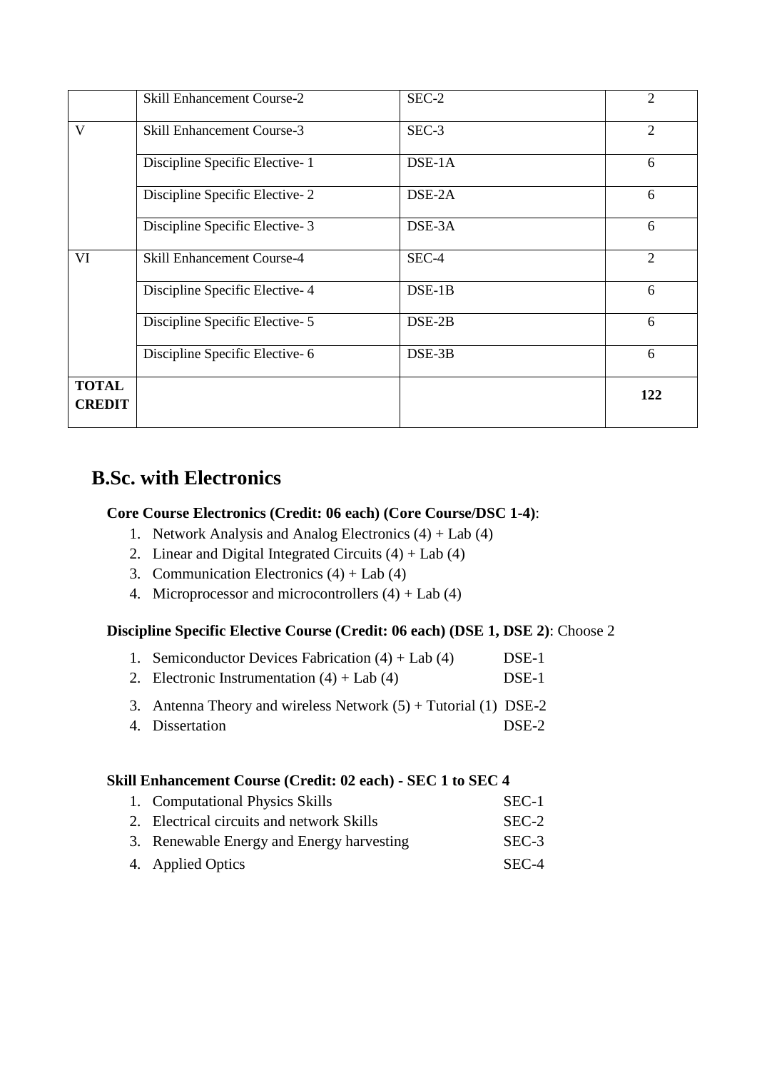| | Skill Enhancement Course-2 | SEC-2 | 2 |
|---|---|---|---|
| V | Skill Enhancement Course-3 | SEC-3 | 2 |
| | Discipline Specific Elective- 1 | DSE-1A | 6 |
| | Discipline Specific Elective- 2 | DSE-2A | 6 |
| | Discipline Specific Elective- 3 | DSE-3A | 6 |
| VI | Skill Enhancement Course-4 | SEC-4 | 2 |
| | Discipline Specific Elective- 4 | DSE-1B | 6 |
| | Discipline Specific Elective- 5 | DSE-2B | 6 |
| | Discipline Specific Elective- 6 | DSE-3B | 6 |
| **TOTAL CREDIT** | | | **122** |

## B.Sc. with Electronics

**Core Course Electronics (Credit: 06 each) (Core Course/DSC 1-4)**:

1. Network Analysis and Analog Electronics (4) + Lab (4)
2. Linear and Digital Integrated Circuits (4) + Lab (4)
3. Communication Electronics (4) + Lab (4)
4. Microprocessor and microcontrollers (4) + Lab (4)

**Discipline Specific Elective Course (Credit: 06 each) (DSE 1, DSE 2)**: Choose 2

1. Semiconductor Devices Fabrication (4) + Lab (4) DSE-1
2. Electronic Instrumentation (4) + Lab (4) DSE-1
3. Antenna Theory and wireless Network (5) + Tutorial (1) DSE-2
4. Dissertation DSE-2

**Skill Enhancement Course (Credit: 02 each) - SEC 1 to SEC 4**

1. Computational Physics Skills SEC-1
2. Electrical circuits and network Skills SEC-2
3. Renewable Energy and Energy harvesting SEC-3
4. Applied Optics SEC-4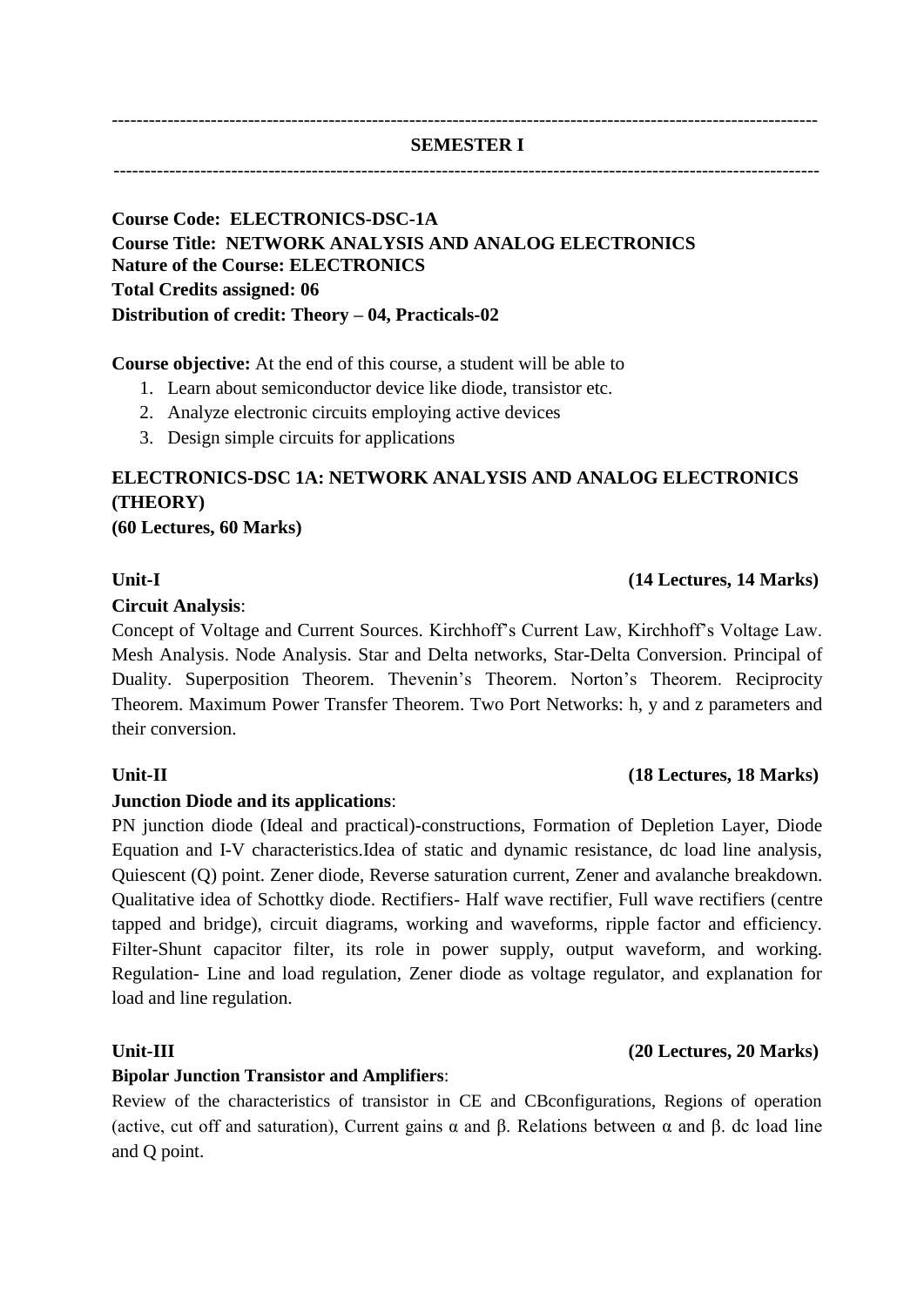---

## SEMESTER I

---

**Course Code: ELECTRONICS-DSC-1A**
**Course Title: NETWORK ANALYSIS AND ANALOG ELECTRONICS**
**Nature of the Course: ELECTRONICS**
**Total Credits assigned: 06**
**Distribution of credit: Theory – 04, Practicals-02**

**Course objective:** At the end of this course, a student will be able to

1. Learn about semiconductor device like diode, transistor etc.
2. Analyze electronic circuits employing active devices
3. Design simple circuits for applications

### ELECTRONICS-DSC 1A: NETWORK ANALYSIS AND ANALOG ELECTRONICS (THEORY)

**(60 Lectures, 60 Marks)**

**Unit-I** **(14 Lectures, 14 Marks)**

**Circuit Analysis**:

Concept of Voltage and Current Sources. Kirchhoff's Current Law, Kirchhoff's Voltage Law. Mesh Analysis. Node Analysis. Star and Delta networks, Star-Delta Conversion. Principal of Duality. Superposition Theorem. Thevenin's Theorem. Norton's Theorem. Reciprocity Theorem. Maximum Power Transfer Theorem. Two Port Networks: h, y and z parameters and their conversion.

**Unit-II** **(18 Lectures, 18 Marks)**

**Junction Diode and its applications**:

PN junction diode (Ideal and practical)-constructions, Formation of Depletion Layer, Diode Equation and I-V characteristics.Idea of static and dynamic resistance, dc load line analysis, Quiescent (Q) point. Zener diode, Reverse saturation current, Zener and avalanche breakdown. Qualitative idea of Schottky diode. Rectifiers- Half wave rectifier, Full wave rectifiers (centre tapped and bridge), circuit diagrams, working and waveforms, ripple factor and efficiency. Filter-Shunt capacitor filter, its role in power supply, output waveform, and working. Regulation- Line and load regulation, Zener diode as voltage regulator, and explanation for load and line regulation.

**Unit-III** **(20 Lectures, 20 Marks)**

**Bipolar Junction Transistor and Amplifiers**:

Review of the characteristics of transistor in CE and CBconfigurations, Regions of operation (active, cut off and saturation), Current gains $\alpha$ and $\beta$. Relations between $\alpha$ and $\beta$. dc load line and Q point.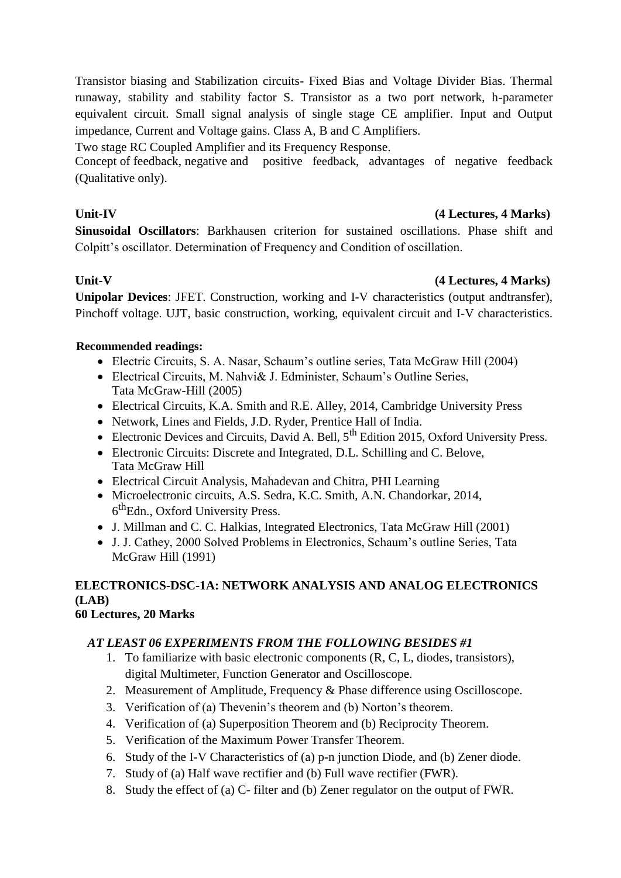Transistor biasing and Stabilization circuits- Fixed Bias and Voltage Divider Bias. Thermal runaway, stability and stability factor S. Transistor as a two port network, h-parameter equivalent circuit. Small signal analysis of single stage CE amplifier. Input and Output impedance, Current and Voltage gains. Class A, B and C Amplifiers.

Two stage RC Coupled Amplifier and its Frequency Response.

Concept of feedback, negative and positive feedback, advantages of negative feedback (Qualitative only).

**Unit-IV** **(4 Lectures, 4 Marks)**

**Sinusoidal Oscillators**: Barkhausen criterion for sustained oscillations. Phase shift and Colpitt's oscillator. Determination of Frequency and Condition of oscillation.

**Unit-V** **(4 Lectures, 4 Marks)**

**Unipolar Devices**: JFET. Construction, working and I-V characteristics (output andtransfer), Pinchoff voltage. UJT, basic construction, working, equivalent circuit and I-V characteristics.

**Recommended readings:**

- Electric Circuits, S. A. Nasar, Schaum's outline series, Tata McGraw Hill (2004)
- Electrical Circuits, M. Nahvi& J. Edminister, Schaum's Outline Series, Tata McGraw-Hill (2005)
- Electrical Circuits, K.A. Smith and R.E. Alley, 2014, Cambridge University Press
- Network, Lines and Fields, J.D. Ryder, Prentice Hall of India.
- Electronic Devices and Circuits, David A. Bell, 5th Edition 2015, Oxford University Press.
- Electronic Circuits: Discrete and Integrated, D.L. Schilling and C. Belove, Tata McGraw Hill
- Electrical Circuit Analysis, Mahadevan and Chitra, PHI Learning
- Microelectronic circuits, A.S. Sedra, K.C. Smith, A.N. Chandorkar, 2014, 6thEdn., Oxford University Press.
- J. Millman and C. C. Halkias, Integrated Electronics, Tata McGraw Hill (2001)
- J. J. Cathey, 2000 Solved Problems in Electronics, Schaum's outline Series, Tata McGraw Hill (1991)

## ELECTRONICS-DSC-1A: NETWORK ANALYSIS AND ANALOG ELECTRONICS (LAB)

**60 Lectures, 20 Marks**

***AT LEAST 06 EXPERIMENTS FROM THE FOLLOWING BESIDES #1***

1. To familiarize with basic electronic components (R, C, L, diodes, transistors), digital Multimeter, Function Generator and Oscilloscope.
2. Measurement of Amplitude, Frequency & Phase difference using Oscilloscope.
3. Verification of (a) Thevenin's theorem and (b) Norton's theorem.
4. Verification of (a) Superposition Theorem and (b) Reciprocity Theorem.
5. Verification of the Maximum Power Transfer Theorem.
6. Study of the I-V Characteristics of (a) p-n junction Diode, and (b) Zener diode.
7. Study of (a) Half wave rectifier and (b) Full wave rectifier (FWR).
8. Study the effect of (a) C- filter and (b) Zener regulator on the output of FWR.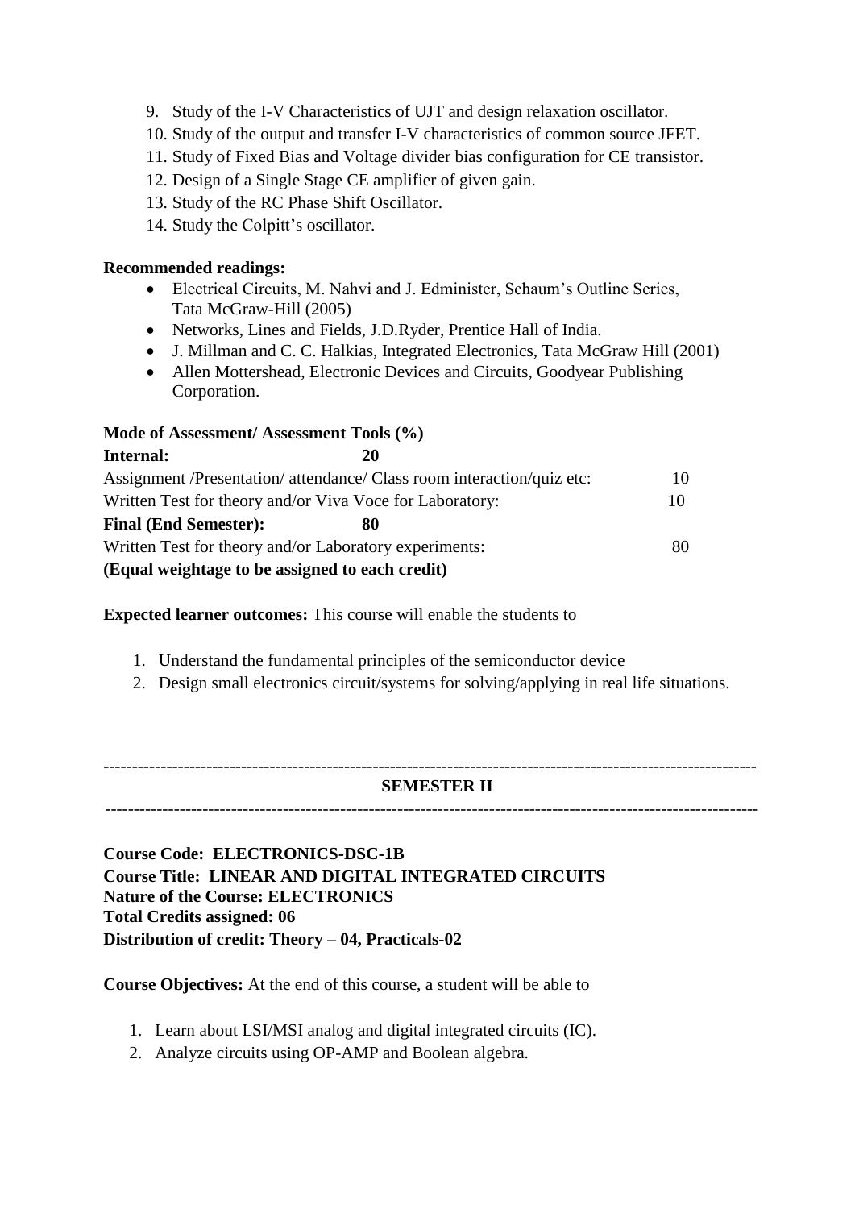9. Study of the I-V Characteristics of UJT and design relaxation oscillator.
10. Study of the output and transfer I-V characteristics of common source JFET.
11. Study of Fixed Bias and Voltage divider bias configuration for CE transistor.
12. Design of a Single Stage CE amplifier of given gain.
13. Study of the RC Phase Shift Oscillator.
14. Study the Colpitt's oscillator.

**Recommended readings:**

- Electrical Circuits, M. Nahvi and J. Edminister, Schaum's Outline Series, Tata McGraw-Hill (2005)
- Networks, Lines and Fields, J.D.Ryder, Prentice Hall of India.
- J. Millman and C. C. Halkias, Integrated Electronics, Tata McGraw Hill (2001)
- Allen Mottershead, Electronic Devices and Circuits, Goodyear Publishing Corporation.

**Mode of Assessment/ Assessment Tools (%)**

| | |
|---|---|
| **Internal:** | **20** |
| Assignment /Presentation/ attendance/ Class room interaction/quiz etc: | 10 |
| Written Test for theory and/or Viva Voce for Laboratory: | 10 |
| **Final (End Semester):** | **80** |
| Written Test for theory and/or Laboratory experiments: | 80 |

**(Equal weightage to be assigned to each credit)**

**Expected learner outcomes:** This course will enable the students to

1. Understand the fundamental principles of the semiconductor device
2. Design small electronics circuit/systems for solving/applying in real life situations.

---

## SEMESTER II

---

**Course Code: ELECTRONICS-DSC-1B**
**Course Title: LINEAR AND DIGITAL INTEGRATED CIRCUITS**
**Nature of the Course: ELECTRONICS**
**Total Credits assigned: 06**
**Distribution of credit: Theory – 04, Practicals-02**

**Course Objectives:** At the end of this course, a student will be able to

1. Learn about LSI/MSI analog and digital integrated circuits (IC).
2. Analyze circuits using OP-AMP and Boolean algebra.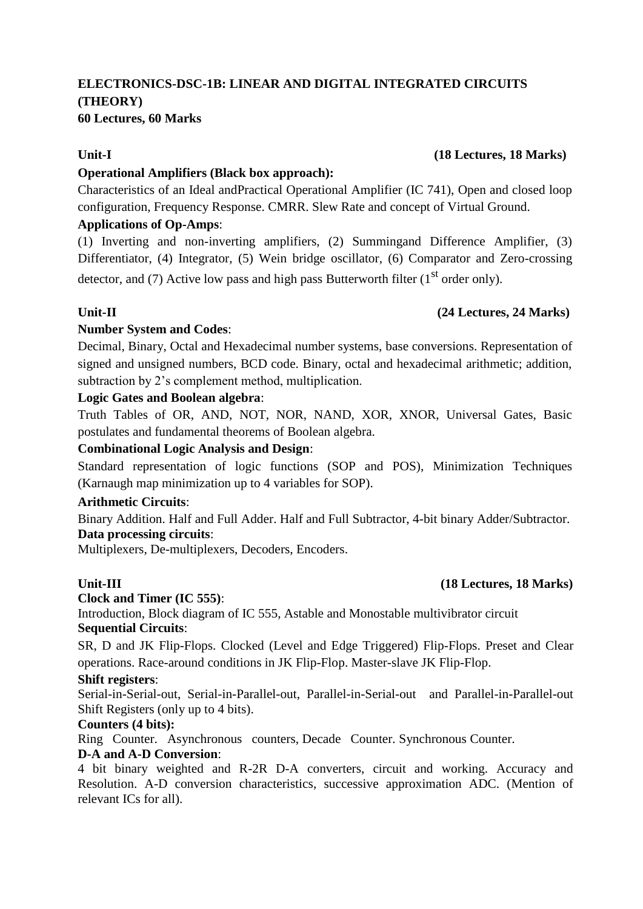## ELECTRONICS-DSC-1B: LINEAR AND DIGITAL INTEGRATED CIRCUITS (THEORY)

**60 Lectures, 60 Marks**

### Unit-I (18 Lectures, 18 Marks)

**Operational Amplifiers (Black box approach):**

Characteristics of an Ideal andPractical Operational Amplifier (IC 741), Open and closed loop configuration, Frequency Response. CMRR. Slew Rate and concept of Virtual Ground.

**Applications of Op-Amps**:

(1) Inverting and non-inverting amplifiers, (2) Summingand Difference Amplifier, (3) Differentiator, (4) Integrator, (5) Wein bridge oscillator, (6) Comparator and Zero-crossing detector, and (7) Active low pass and high pass Butterworth filter ($1^{st}$ order only).

### Unit-II (24 Lectures, 24 Marks)

**Number System and Codes**:

Decimal, Binary, Octal and Hexadecimal number systems, base conversions. Representation of signed and unsigned numbers, BCD code. Binary, octal and hexadecimal arithmetic; addition, subtraction by 2's complement method, multiplication.

**Logic Gates and Boolean algebra**:

Truth Tables of OR, AND, NOT, NOR, NAND, XOR, XNOR, Universal Gates, Basic postulates and fundamental theorems of Boolean algebra.

**Combinational Logic Analysis and Design**:

Standard representation of logic functions (SOP and POS), Minimization Techniques (Karnaugh map minimization up to 4 variables for SOP).

**Arithmetic Circuits**:

Binary Addition. Half and Full Adder. Half and Full Subtractor, 4-bit binary Adder/Subtractor.

**Data processing circuits**:

Multiplexers, De-multiplexers, Decoders, Encoders.

### Unit-III (18 Lectures, 18 Marks)

**Clock and Timer (IC 555)**:

Introduction, Block diagram of IC 555, Astable and Monostable multivibrator circuit

**Sequential Circuits**:

SR, D and JK Flip-Flops. Clocked (Level and Edge Triggered) Flip-Flops. Preset and Clear operations. Race-around conditions in JK Flip-Flop. Master-slave JK Flip-Flop.

**Shift registers**:

Serial-in-Serial-out, Serial-in-Parallel-out, Parallel-in-Serial-out and Parallel-in-Parallel-out Shift Registers (only up to 4 bits).

**Counters (4 bits):**

Ring Counter. Asynchronous counters, Decade Counter. Synchronous Counter.

**D-A and A-D Conversion**:

4 bit binary weighted and R-2R D-A converters, circuit and working. Accuracy and Resolution. A-D conversion characteristics, successive approximation ADC. (Mention of relevant ICs for all).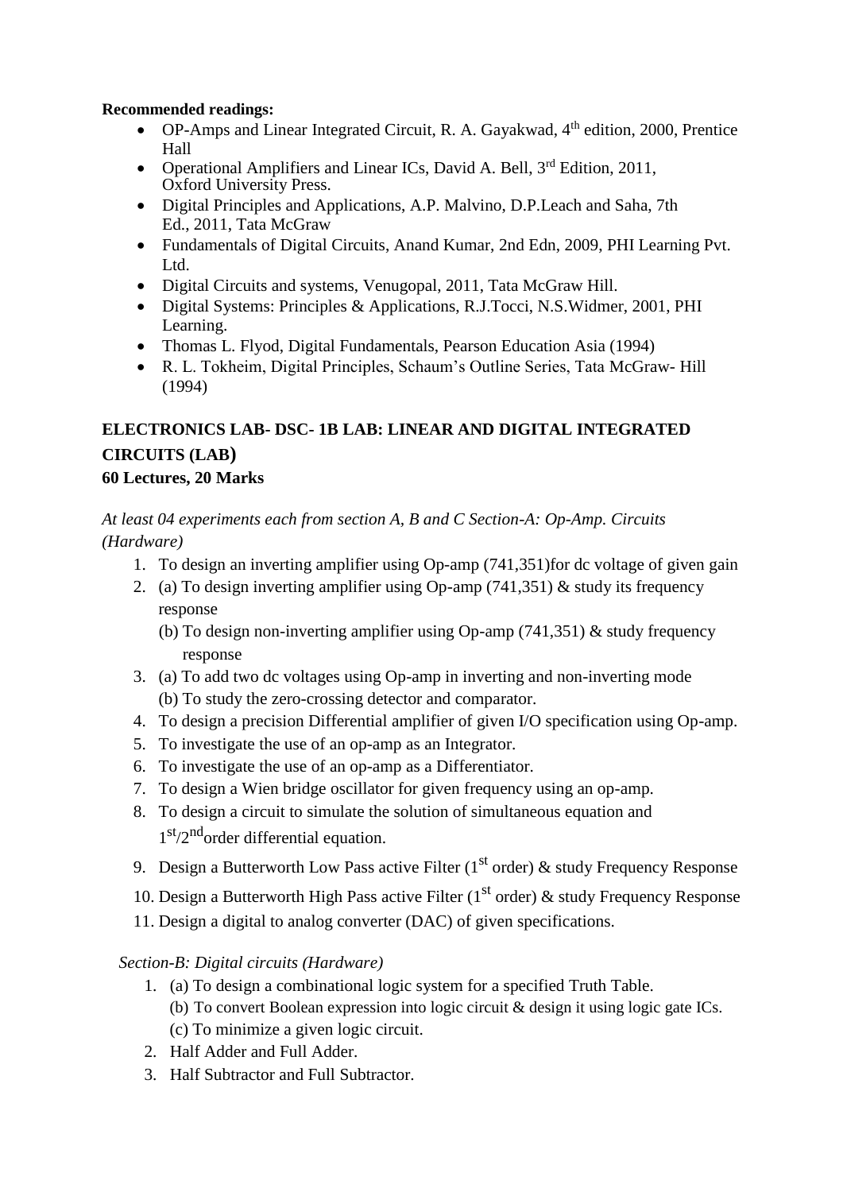**Recommended readings:**

- OP-Amps and Linear Integrated Circuit, R. A. Gayakwad, 4th edition, 2000, Prentice Hall
- Operational Amplifiers and Linear ICs, David A. Bell, 3rd Edition, 2011, Oxford University Press.
- Digital Principles and Applications, A.P. Malvino, D.P.Leach and Saha, 7th Ed., 2011, Tata McGraw
- Fundamentals of Digital Circuits, Anand Kumar, 2nd Edn, 2009, PHI Learning Pvt. Ltd.
- Digital Circuits and systems, Venugopal, 2011, Tata McGraw Hill.
- Digital Systems: Principles & Applications, R.J.Tocci, N.S.Widmer, 2001, PHI Learning.
- Thomas L. Flyod, Digital Fundamentals, Pearson Education Asia (1994)
- R. L. Tokheim, Digital Principles, Schaum's Outline Series, Tata McGraw- Hill (1994)

## ELECTRONICS LAB- DSC- 1B LAB: LINEAR AND DIGITAL INTEGRATED CIRCUITS (LAB)

**60 Lectures, 20 Marks**

*At least 04 experiments each from section A, B and C Section-A: Op-Amp. Circuits (Hardware)*

1. To design an inverting amplifier using Op-amp (741,351)for dc voltage of given gain
2. (a) To design inverting amplifier using Op-amp (741,351) & study its frequency response
   (b) To design non-inverting amplifier using Op-amp (741,351) & study frequency response
3. (a) To add two dc voltages using Op-amp in inverting and non-inverting mode
   (b) To study the zero-crossing detector and comparator.
4. To design a precision Differential amplifier of given I/O specification using Op-amp.
5. To investigate the use of an op-amp as an Integrator.
6. To investigate the use of an op-amp as a Differentiator.
7. To design a Wien bridge oscillator for given frequency using an op-amp.
8. To design a circuit to simulate the solution of simultaneous equation and 1st/2nd order differential equation.
9. Design a Butterworth Low Pass active Filter (1st order) & study Frequency Response
10. Design a Butterworth High Pass active Filter (1st order) & study Frequency Response
11. Design a digital to analog converter (DAC) of given specifications.

*Section-B: Digital circuits (Hardware)*

1. (a) To design a combinational logic system for a specified Truth Table.
   (b) To convert Boolean expression into logic circuit & design it using logic gate ICs.
   (c) To minimize a given logic circuit.
2. Half Adder and Full Adder.
3. Half Subtractor and Full Subtractor.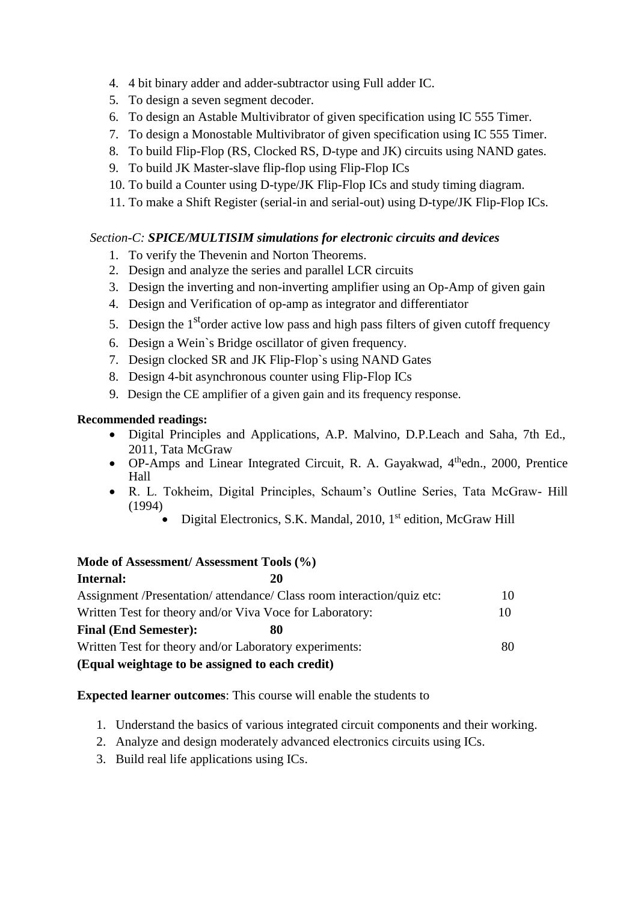4. 4 bit binary adder and adder-subtractor using Full adder IC.
5. To design a seven segment decoder.
6. To design an Astable Multivibrator of given specification using IC 555 Timer.
7. To design a Monostable Multivibrator of given specification using IC 555 Timer.
8. To build Flip-Flop (RS, Clocked RS, D-type and JK) circuits using NAND gates.
9. To build JK Master-slave flip-flop using Flip-Flop ICs
10. To build a Counter using D-type/JK Flip-Flop ICs and study timing diagram.
11. To make a Shift Register (serial-in and serial-out) using D-type/JK Flip-Flop ICs.

*Section-C:* ***SPICE/MULTISIM simulations for electronic circuits and devices***

1. To verify the Thevenin and Norton Theorems.
2. Design and analyze the series and parallel LCR circuits
3. Design the inverting and non-inverting amplifier using an Op-Amp of given gain
4. Design and Verification of op-amp as integrator and differentiator
5. Design the 1st order active low pass and high pass filters of given cutoff frequency
6. Design a Wein`s Bridge oscillator of given frequency.
7. Design clocked SR and JK Flip-Flop`s using NAND Gates
8. Design 4-bit asynchronous counter using Flip-Flop ICs
9. Design the CE amplifier of a given gain and its frequency response.

**Recommended readings:**

- Digital Principles and Applications, A.P. Malvino, D.P.Leach and Saha, 7th Ed., 2011, Tata McGraw
- OP-Amps and Linear Integrated Circuit, R. A. Gayakwad, 4th edn., 2000, Prentice Hall
- R. L. Tokheim, Digital Principles, Schaum's Outline Series, Tata McGraw- Hill (1994)
    - Digital Electronics, S.K. Mandal, 2010, 1st edition, McGraw Hill

**Mode of Assessment/ Assessment Tools (%)**

| | |
|---|---|
| **Internal:** **20** | |
| Assignment /Presentation/ attendance/ Class room interaction/quiz etc: | 10 |
| Written Test for theory and/or Viva Voce for Laboratory: | 10 |
| **Final (End Semester):** **80** | |
| Written Test for theory and/or Laboratory experiments: | 80 |

**(Equal weightage to be assigned to each credit)**

**Expected learner outcomes**: This course will enable the students to

1. Understand the basics of various integrated circuit components and their working.
2. Analyze and design moderately advanced electronics circuits using ICs.
3. Build real life applications using ICs.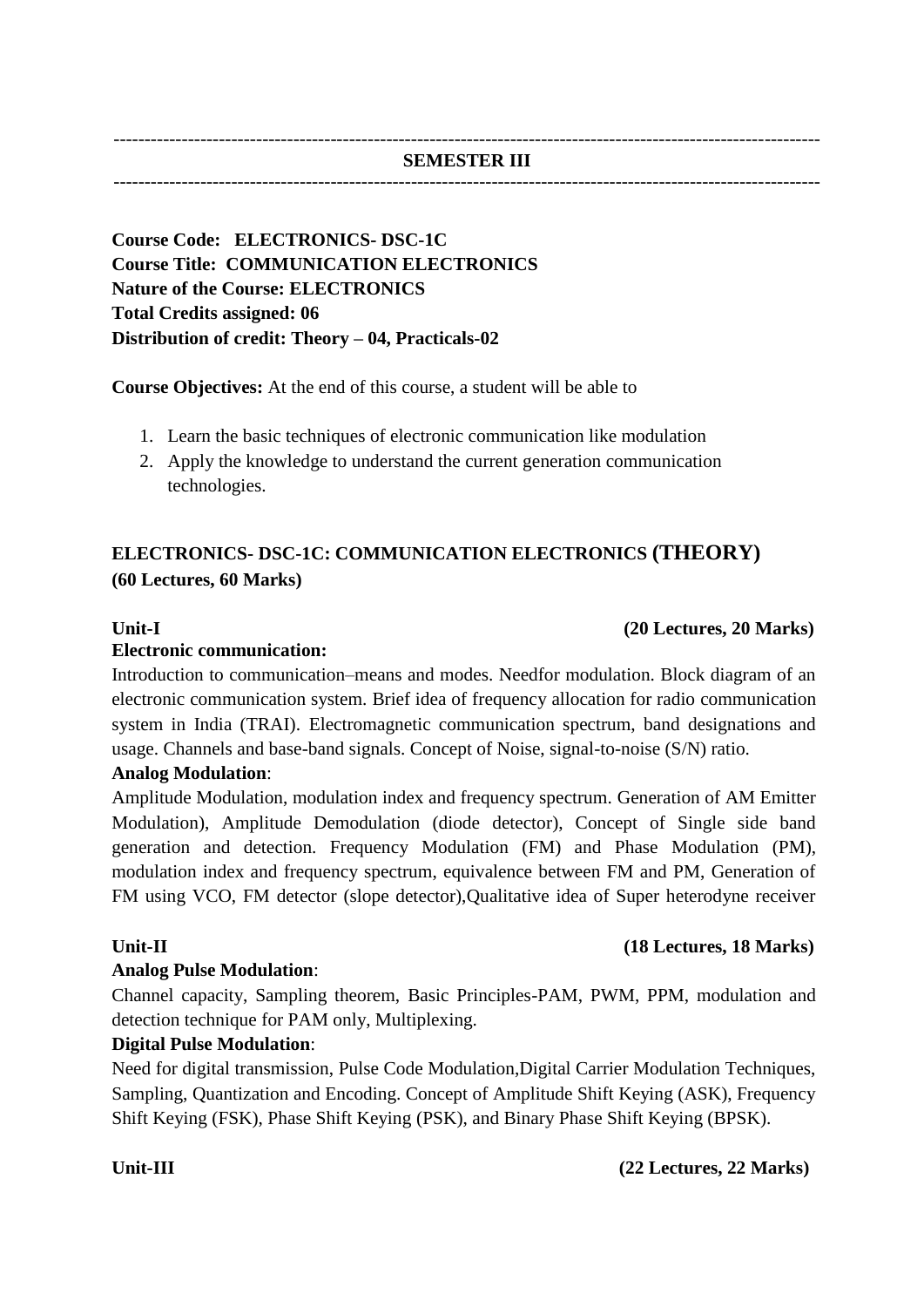---

**SEMESTER III**

---

**Course Code: ELECTRONICS- DSC-1C**
**Course Title: COMMUNICATION ELECTRONICS**
**Nature of the Course: ELECTRONICS**
**Total Credits assigned: 06**
**Distribution of credit: Theory – 04, Practicals-02**

**Course Objectives:** At the end of this course, a student will be able to

1. Learn the basic techniques of electronic communication like modulation
2. Apply the knowledge to understand the current generation communication technologies.

## ELECTRONICS- DSC-1C: COMMUNICATION ELECTRONICS (THEORY)
**(60 Lectures, 60 Marks)**

**Unit-I** **(20 Lectures, 20 Marks)**

**Electronic communication:**

Introduction to communication–means and modes. Needfor modulation. Block diagram of an electronic communication system. Brief idea of frequency allocation for radio communication system in India (TRAI). Electromagnetic communication spectrum, band designations and usage. Channels and base-band signals. Concept of Noise, signal-to-noise (S/N) ratio.

**Analog Modulation**:

Amplitude Modulation, modulation index and frequency spectrum. Generation of AM Emitter Modulation), Amplitude Demodulation (diode detector), Concept of Single side band generation and detection. Frequency Modulation (FM) and Phase Modulation (PM), modulation index and frequency spectrum, equivalence between FM and PM, Generation of FM using VCO, FM detector (slope detector),Qualitative idea of Super heterodyne receiver

**Unit-II** **(18 Lectures, 18 Marks)**

**Analog Pulse Modulation**:

Channel capacity, Sampling theorem, Basic Principles-PAM, PWM, PPM, modulation and detection technique for PAM only, Multiplexing.

**Digital Pulse Modulation**:

Need for digital transmission, Pulse Code Modulation,Digital Carrier Modulation Techniques, Sampling, Quantization and Encoding. Concept of Amplitude Shift Keying (ASK), Frequency Shift Keying (FSK), Phase Shift Keying (PSK), and Binary Phase Shift Keying (BPSK).

**Unit-III** **(22 Lectures, 22 Marks)**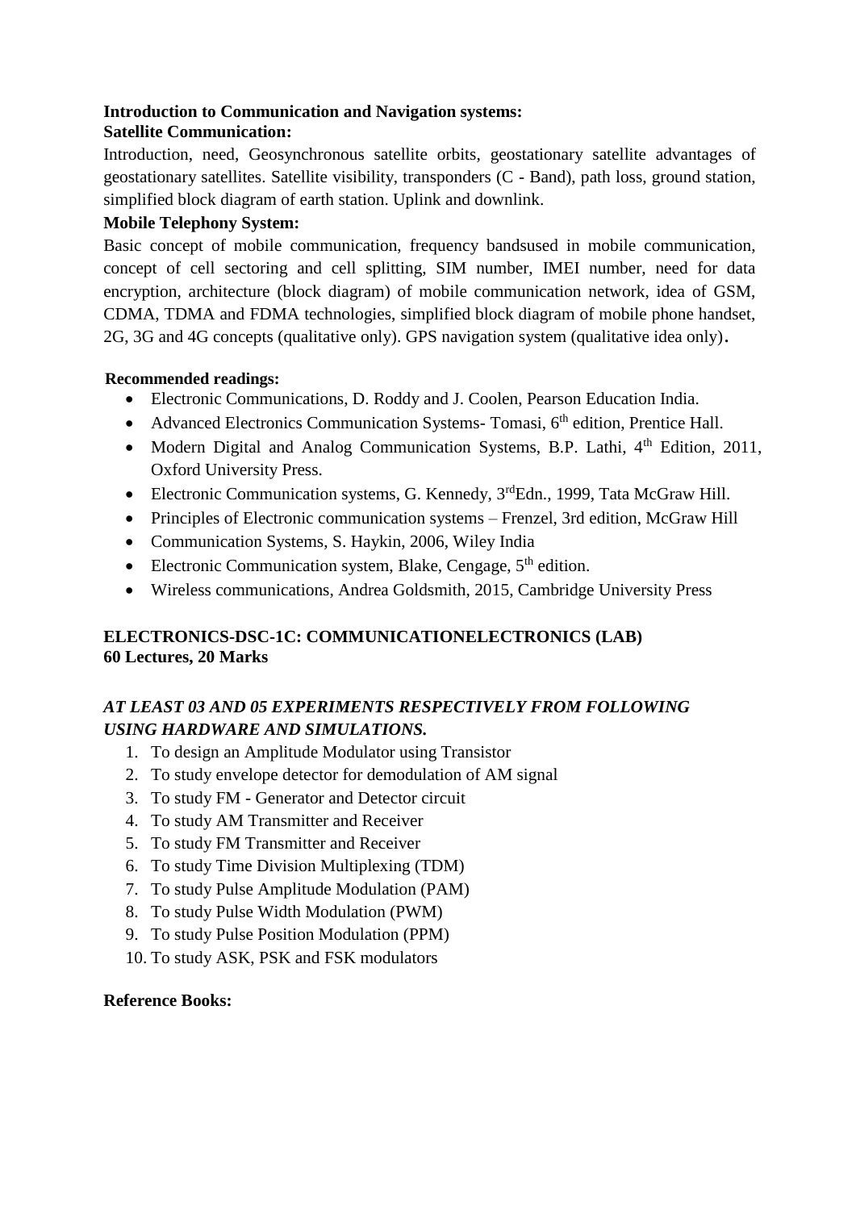**Introduction to Communication and Navigation systems:**
**Satellite Communication:**

Introduction, need, Geosynchronous satellite orbits, geostationary satellite advantages of geostationary satellites. Satellite visibility, transponders (C - Band), path loss, ground station, simplified block diagram of earth station. Uplink and downlink.

**Mobile Telephony System:**

Basic concept of mobile communication, frequency bandsused in mobile communication, concept of cell sectoring and cell splitting, SIM number, IMEI number, need for data encryption, architecture (block diagram) of mobile communication network, idea of GSM, CDMA, TDMA and FDMA technologies, simplified block diagram of mobile phone handset, 2G, 3G and 4G concepts (qualitative only). GPS navigation system (qualitative idea only).

**Recommended readings:**

- Electronic Communications, D. Roddy and J. Coolen, Pearson Education India.
- Advanced Electronics Communication Systems- Tomasi, 6th edition, Prentice Hall.
- Modern Digital and Analog Communication Systems, B.P. Lathi, 4th Edition, 2011, Oxford University Press.
- Electronic Communication systems, G. Kennedy, 3rdEdn., 1999, Tata McGraw Hill.
- Principles of Electronic communication systems – Frenzel, 3rd edition, McGraw Hill
- Communication Systems, S. Haykin, 2006, Wiley India
- Electronic Communication system, Blake, Cengage, 5th edition.
- Wireless communications, Andrea Goldsmith, 2015, Cambridge University Press

**ELECTRONICS-DSC-1C: COMMUNICATIONELECTRONICS (LAB)**
**60 Lectures, 20 Marks**

***AT LEAST 03 AND 05 EXPERIMENTS RESPECTIVELY FROM FOLLOWING USING HARDWARE AND SIMULATIONS.***

1. To design an Amplitude Modulator using Transistor
2. To study envelope detector for demodulation of AM signal
3. To study FM - Generator and Detector circuit
4. To study AM Transmitter and Receiver
5. To study FM Transmitter and Receiver
6. To study Time Division Multiplexing (TDM)
7. To study Pulse Amplitude Modulation (PAM)
8. To study Pulse Width Modulation (PWM)
9. To study Pulse Position Modulation (PPM)
10. To study ASK, PSK and FSK modulators

**Reference Books:**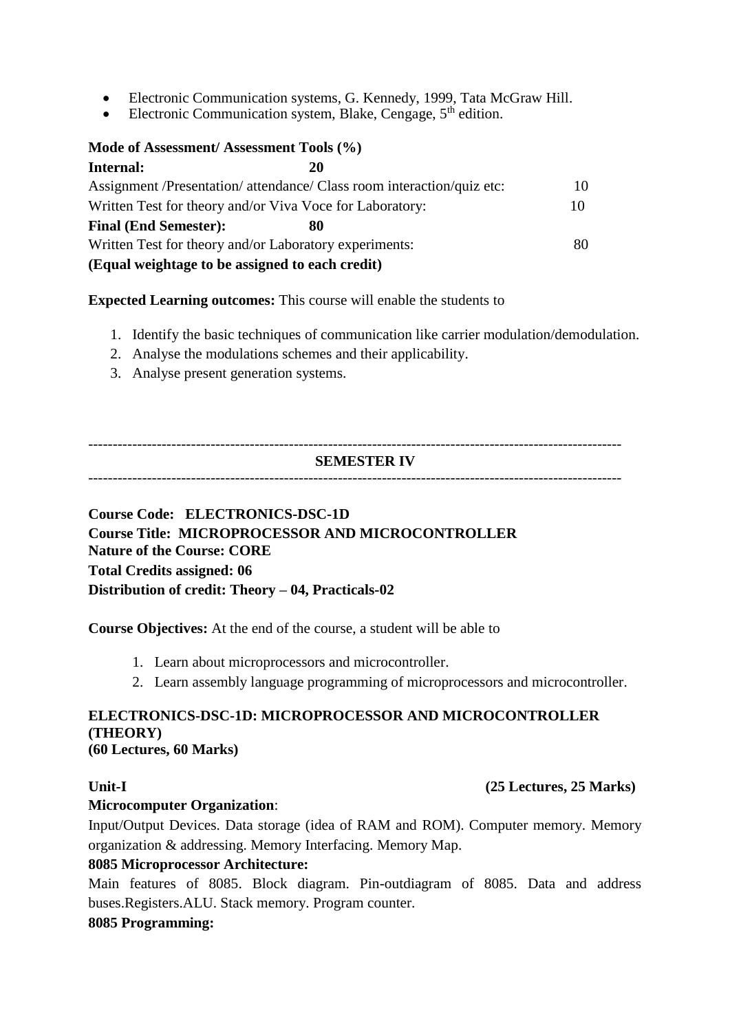- Electronic Communication systems, G. Kennedy, 1999, Tata McGraw Hill.
- Electronic Communication system, Blake, Cengage, 5th edition.

**Mode of Assessment/ Assessment Tools (%)**

| | |
|---|---|
| **Internal: 20** | |
| Assignment /Presentation/ attendance/ Class room interaction/quiz etc: | 10 |
| Written Test for theory and/or Viva Voce for Laboratory: | 10 |
| **Final (End Semester): 80** | |
| Written Test for theory and/or Laboratory experiments: | 80 |

**(Equal weightage to be assigned to each credit)**

**Expected Learning outcomes:** This course will enable the students to

1. Identify the basic techniques of communication like carrier modulation/demodulation.
2. Analyse the modulations schemes and their applicability.
3. Analyse present generation systems.

---

## SEMESTER IV

---

**Course Code: ELECTRONICS-DSC-1D**
**Course Title: MICROPROCESSOR AND MICROCONTROLLER**
**Nature of the Course: CORE**
**Total Credits assigned: 06**
**Distribution of credit: Theory – 04, Practicals-02**

**Course Objectives:** At the end of the course, a student will be able to

1. Learn about microprocessors and microcontroller.
2. Learn assembly language programming of microprocessors and microcontroller.

### ELECTRONICS-DSC-1D: MICROPROCESSOR AND MICROCONTROLLER (THEORY)
**(60 Lectures, 60 Marks)**

**Unit-I (25 Lectures, 25 Marks)**

**Microcomputer Organization**:
Input/Output Devices. Data storage (idea of RAM and ROM). Computer memory. Memory organization & addressing. Memory Interfacing. Memory Map.

**8085 Microprocessor Architecture:**
Main features of 8085. Block diagram. Pin-outdiagram of 8085. Data and address buses.Registers.ALU. Stack memory. Program counter.

**8085 Programming:**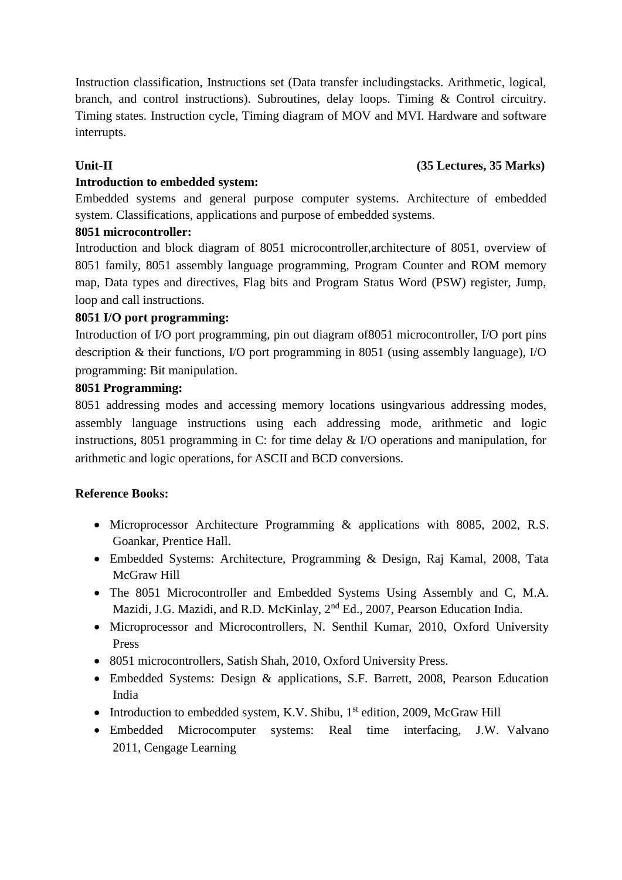Instruction classification, Instructions set (Data transfer includingstacks. Arithmetic, logical, branch, and control instructions). Subroutines, delay loops. Timing & Control circuitry. Timing states. Instruction cycle, Timing diagram of MOV and MVI. Hardware and software interrupts.

**Unit-II** **(35 Lectures, 35 Marks)**

**Introduction to embedded system:**

Embedded systems and general purpose computer systems. Architecture of embedded system. Classifications, applications and purpose of embedded systems.

**8051 microcontroller:**

Introduction and block diagram of 8051 microcontroller,architecture of 8051, overview of 8051 family, 8051 assembly language programming, Program Counter and ROM memory map, Data types and directives, Flag bits and Program Status Word (PSW) register, Jump, loop and call instructions.

**8051 I/O port programming:**

Introduction of I/O port programming, pin out diagram of8051 microcontroller, I/O port pins description & their functions, I/O port programming in 8051 (using assembly language), I/O programming: Bit manipulation.

**8051 Programming:**

8051 addressing modes and accessing memory locations usingvarious addressing modes, assembly language instructions using each addressing mode, arithmetic and logic instructions, 8051 programming in C: for time delay & I/O operations and manipulation, for arithmetic and logic operations, for ASCII and BCD conversions.

**Reference Books:**

- Microprocessor Architecture Programming & applications with 8085, 2002, R.S. Goankar, Prentice Hall.
- Embedded Systems: Architecture, Programming & Design, Raj Kamal, 2008, Tata McGraw Hill
- The 8051 Microcontroller and Embedded Systems Using Assembly and C, M.A. Mazidi, J.G. Mazidi, and R.D. McKinlay, 2nd Ed., 2007, Pearson Education India.
- Microprocessor and Microcontrollers, N. Senthil Kumar, 2010, Oxford University Press
- 8051 microcontrollers, Satish Shah, 2010, Oxford University Press.
- Embedded Systems: Design & applications, S.F. Barrett, 2008, Pearson Education India
- Introduction to embedded system, K.V. Shibu, 1st edition, 2009, McGraw Hill
- Embedded Microcomputer systems: Real time interfacing, J.W. Valvano 2011, Cengage Learning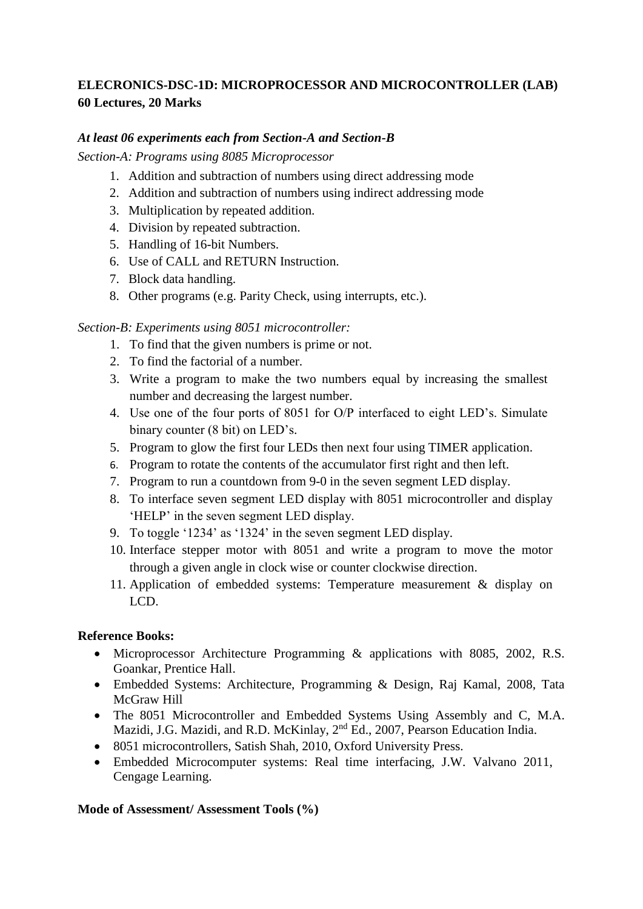## ELECRONICS-DSC-1D: MICROPROCESSOR AND MICROCONTROLLER (LAB)
**60 Lectures, 20 Marks**

***At least 06 experiments each from Section-A and Section-B***

*Section-A: Programs using 8085 Microprocessor*

1. Addition and subtraction of numbers using direct addressing mode
2. Addition and subtraction of numbers using indirect addressing mode
3. Multiplication by repeated addition.
4. Division by repeated subtraction.
5. Handling of 16-bit Numbers.
6. Use of CALL and RETURN Instruction.
7. Block data handling.
8. Other programs (e.g. Parity Check, using interrupts, etc.).

*Section-B: Experiments using 8051 microcontroller:*

1. To find that the given numbers is prime or not.
2. To find the factorial of a number.
3. Write a program to make the two numbers equal by increasing the smallest number and decreasing the largest number.
4. Use one of the four ports of 8051 for O/P interfaced to eight LED's. Simulate binary counter (8 bit) on LED's.
5. Program to glow the first four LEDs then next four using TIMER application.
6. Program to rotate the contents of the accumulator first right and then left.
7. Program to run a countdown from 9-0 in the seven segment LED display.
8. To interface seven segment LED display with 8051 microcontroller and display 'HELP' in the seven segment LED display.
9. To toggle '1234' as '1324' in the seven segment LED display.
10. Interface stepper motor with 8051 and write a program to move the motor through a given angle in clock wise or counter clockwise direction.
11. Application of embedded systems: Temperature measurement & display on LCD.

**Reference Books:**

- Microprocessor Architecture Programming & applications with 8085, 2002, R.S. Goankar, Prentice Hall.
- Embedded Systems: Architecture, Programming & Design, Raj Kamal, 2008, Tata McGraw Hill
- The 8051 Microcontroller and Embedded Systems Using Assembly and C, M.A. Mazidi, J.G. Mazidi, and R.D. McKinlay, 2nd Ed., 2007, Pearson Education India.
- 8051 microcontrollers, Satish Shah, 2010, Oxford University Press.
- Embedded Microcomputer systems: Real time interfacing, J.W. Valvano 2011, Cengage Learning.

**Mode of Assessment/ Assessment Tools (%)**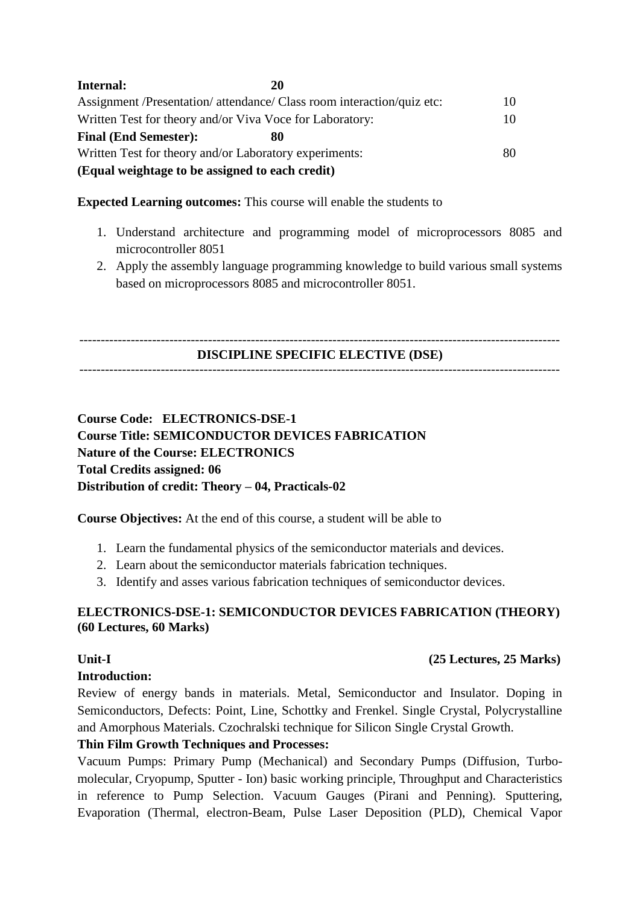**Internal: 20**

Assignment /Presentation/ attendance/ Class room interaction/quiz etc: 10

Written Test for theory and/or Viva Voce for Laboratory: 10

**Final (End Semester): 80**

Written Test for theory and/or Laboratory experiments: 80

**(Equal weightage to be assigned to each credit)**

**Expected Learning outcomes:** This course will enable the students to

1. Understand architecture and programming model of microprocessors 8085 and microcontroller 8051
2. Apply the assembly language programming knowledge to build various small systems based on microprocessors 8085 and microcontroller 8051.

---

## DISCIPLINE SPECIFIC ELECTIVE (DSE)

---

**Course Code: ELECTRONICS-DSE-1**
**Course Title: SEMICONDUCTOR DEVICES FABRICATION**
**Nature of the Course: ELECTRONICS**
**Total Credits assigned: 06**
**Distribution of credit: Theory – 04, Practicals-02**

**Course Objectives:** At the end of this course, a student will be able to

1. Learn the fundamental physics of the semiconductor materials and devices.
2. Learn about the semiconductor materials fabrication techniques.
3. Identify and asses various fabrication techniques of semiconductor devices.

### ELECTRONICS-DSE-1: SEMICONDUCTOR DEVICES FABRICATION (THEORY) (60 Lectures, 60 Marks)

**Unit-I (25 Lectures, 25 Marks)**

**Introduction:**

Review of energy bands in materials. Metal, Semiconductor and Insulator. Doping in Semiconductors, Defects: Point, Line, Schottky and Frenkel. Single Crystal, Polycrystalline and Amorphous Materials. Czochralski technique for Silicon Single Crystal Growth.

**Thin Film Growth Techniques and Processes:**

Vacuum Pumps: Primary Pump (Mechanical) and Secondary Pumps (Diffusion, Turbo-molecular, Cryopump, Sputter - Ion) basic working principle, Throughput and Characteristics in reference to Pump Selection. Vacuum Gauges (Pirani and Penning). Sputtering, Evaporation (Thermal, electron-Beam, Pulse Laser Deposition (PLD), Chemical Vapor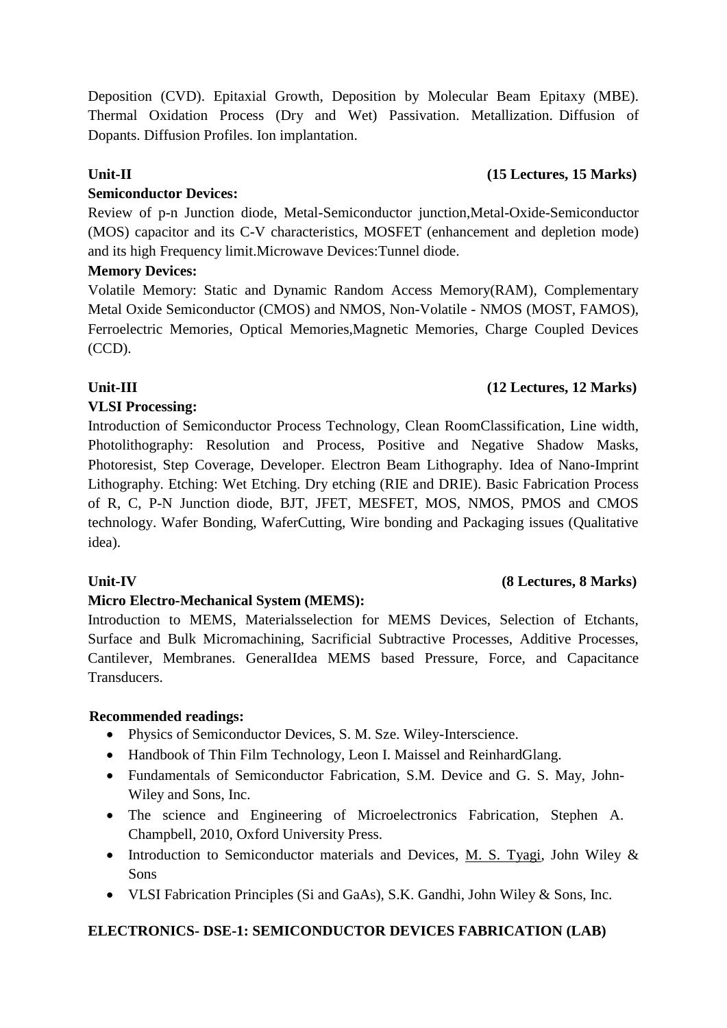Deposition (CVD). Epitaxial Growth, Deposition by Molecular Beam Epitaxy (MBE). Thermal Oxidation Process (Dry and Wet) Passivation. Metallization. Diffusion of Dopants. Diffusion Profiles. Ion implantation.

**Unit-II** **(15 Lectures, 15 Marks)**

**Semiconductor Devices:**

Review of p-n Junction diode, Metal-Semiconductor junction,Metal-Oxide-Semiconductor (MOS) capacitor and its C-V characteristics, MOSFET (enhancement and depletion mode) and its high Frequency limit.Microwave Devices:Tunnel diode.

**Memory Devices:**

Volatile Memory: Static and Dynamic Random Access Memory(RAM), Complementary Metal Oxide Semiconductor (CMOS) and NMOS, Non-Volatile - NMOS (MOST, FAMOS), Ferroelectric Memories, Optical Memories,Magnetic Memories, Charge Coupled Devices (CCD).

**Unit-III** **(12 Lectures, 12 Marks)**

**VLSI Processing:**

Introduction of Semiconductor Process Technology, Clean RoomClassification, Line width, Photolithography: Resolution and Process, Positive and Negative Shadow Masks, Photoresist, Step Coverage, Developer. Electron Beam Lithography. Idea of Nano-Imprint Lithography. Etching: Wet Etching. Dry etching (RIE and DRIE). Basic Fabrication Process of R, C, P-N Junction diode, BJT, JFET, MESFET, MOS, NMOS, PMOS and CMOS technology. Wafer Bonding, WaferCutting, Wire bonding and Packaging issues (Qualitative idea).

**Unit-IV** **(8 Lectures, 8 Marks)**

**Micro Electro-Mechanical System (MEMS):**

Introduction to MEMS, Materialsselection for MEMS Devices, Selection of Etchants, Surface and Bulk Micromachining, Sacrificial Subtractive Processes, Additive Processes, Cantilever, Membranes. GeneralIdea MEMS based Pressure, Force, and Capacitance Transducers.

**Recommended readings:**

- Physics of Semiconductor Devices, S. M. Sze. Wiley-Interscience.
- Handbook of Thin Film Technology, Leon I. Maissel and ReinhardGlang.
- Fundamentals of Semiconductor Fabrication, S.M. Device and G. S. May, John-Wiley and Sons, Inc.
- The science and Engineering of Microelectronics Fabrication, Stephen A. Champbell, 2010, Oxford University Press.
- Introduction to Semiconductor materials and Devices, M. S. Tyagi, John Wiley & Sons
- VLSI Fabrication Principles (Si and GaAs), S.K. Gandhi, John Wiley & Sons, Inc.

**ELECTRONICS- DSE-1: SEMICONDUCTOR DEVICES FABRICATION (LAB)**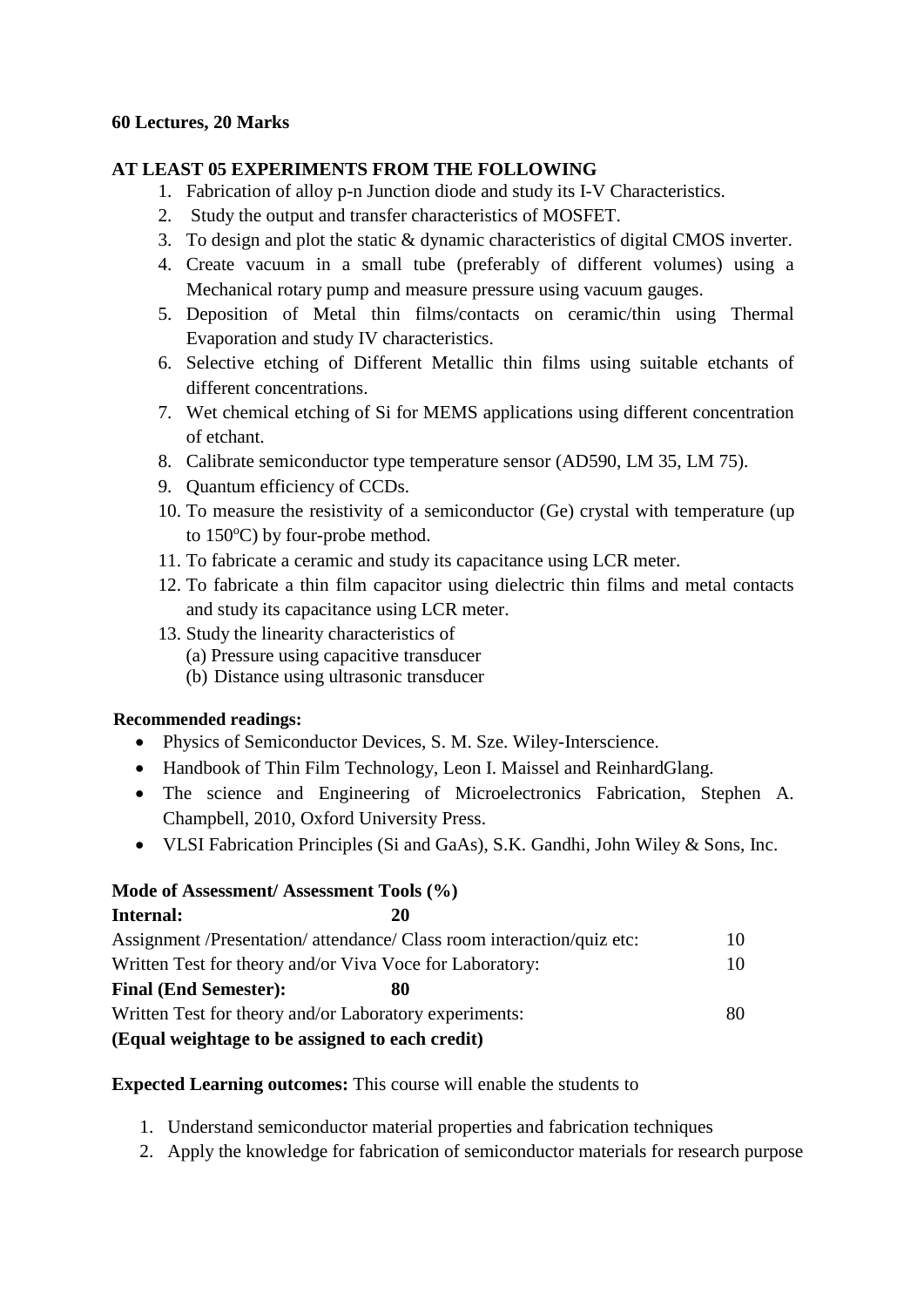**60 Lectures, 20 Marks**

**AT LEAST 05 EXPERIMENTS FROM THE FOLLOWING**

1. Fabrication of alloy p-n Junction diode and study its I-V Characteristics.
2. Study the output and transfer characteristics of MOSFET.
3. To design and plot the static & dynamic characteristics of digital CMOS inverter.
4. Create vacuum in a small tube (preferably of different volumes) using a Mechanical rotary pump and measure pressure using vacuum gauges.
5. Deposition of Metal thin films/contacts on ceramic/thin using Thermal Evaporation and study IV characteristics.
6. Selective etching of Different Metallic thin films using suitable etchants of different concentrations.
7. Wet chemical etching of Si for MEMS applications using different concentration of etchant.
8. Calibrate semiconductor type temperature sensor (AD590, LM 35, LM 75).
9. Quantum efficiency of CCDs.
10. To measure the resistivity of a semiconductor (Ge) crystal with temperature (up to $150^{o}$C) by four-probe method.
11. To fabricate a ceramic and study its capacitance using LCR meter.
12. To fabricate a thin film capacitor using dielectric thin films and metal contacts and study its capacitance using LCR meter.
13. Study the linearity characteristics of
    (a) Pressure using capacitive transducer
    (b) Distance using ultrasonic transducer

**Recommended readings:**

- Physics of Semiconductor Devices, S. M. Sze. Wiley-Interscience.
- Handbook of Thin Film Technology, Leon I. Maissel and ReinhardGlang.
- The science and Engineering of Microelectronics Fabrication, Stephen A. Champbell, 2010, Oxford University Press.
- VLSI Fabrication Principles (Si and GaAs), S.K. Gandhi, John Wiley & Sons, Inc.

**Mode of Assessment/ Assessment Tools (%)**

**Internal: 20**

Assignment /Presentation/ attendance/ Class room interaction/quiz etc: 10

Written Test for theory and/or Viva Voce for Laboratory: 10

**Final (End Semester): 80**

Written Test for theory and/or Laboratory experiments: 80

**(Equal weightage to be assigned to each credit)**

**Expected Learning outcomes:** This course will enable the students to

1. Understand semiconductor material properties and fabrication techniques
2. Apply the knowledge for fabrication of semiconductor materials for research purpose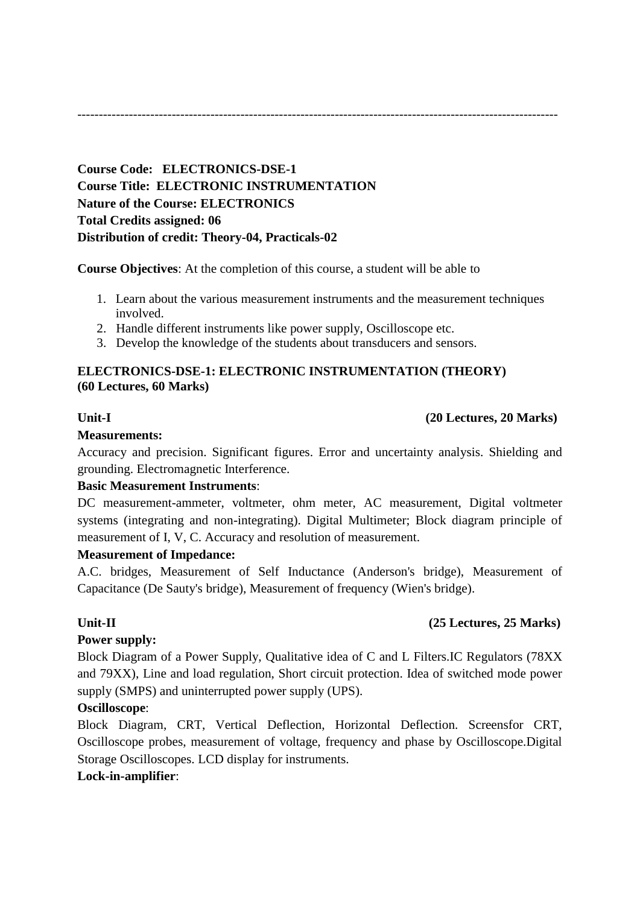---

**Course Code: ELECTRONICS-DSE-1**
**Course Title: ELECTRONIC INSTRUMENTATION**
**Nature of the Course: ELECTRONICS**
**Total Credits assigned: 06**
**Distribution of credit: Theory-04, Practicals-02**

**Course Objectives**: At the completion of this course, a student will be able to

1. Learn about the various measurement instruments and the measurement techniques involved.
2. Handle different instruments like power supply, Oscilloscope etc.
3. Develop the knowledge of the students about transducers and sensors.

**ELECTRONICS-DSE-1: ELECTRONIC INSTRUMENTATION (THEORY)**
**(60 Lectures, 60 Marks)**

**Unit-I (20 Lectures, 20 Marks)**

**Measurements:**
Accuracy and precision. Significant figures. Error and uncertainty analysis. Shielding and grounding. Electromagnetic Interference.

**Basic Measurement Instruments**:
DC measurement-ammeter, voltmeter, ohm meter, AC measurement, Digital voltmeter systems (integrating and non-integrating). Digital Multimeter; Block diagram principle of measurement of I, V, C. Accuracy and resolution of measurement.

**Measurement of Impedance:**
A.C. bridges, Measurement of Self Inductance (Anderson's bridge), Measurement of Capacitance (De Sauty's bridge), Measurement of frequency (Wien's bridge).

**Unit-II (25 Lectures, 25 Marks)**

**Power supply:**
Block Diagram of a Power Supply, Qualitative idea of C and L Filters.IC Regulators (78XX and 79XX), Line and load regulation, Short circuit protection. Idea of switched mode power supply (SMPS) and uninterrupted power supply (UPS).

**Oscilloscope**:
Block Diagram, CRT, Vertical Deflection, Horizontal Deflection. Screensfor CRT, Oscilloscope probes, measurement of voltage, frequency and phase by Oscilloscope.Digital Storage Oscilloscopes. LCD display for instruments.

**Lock-in-amplifier**: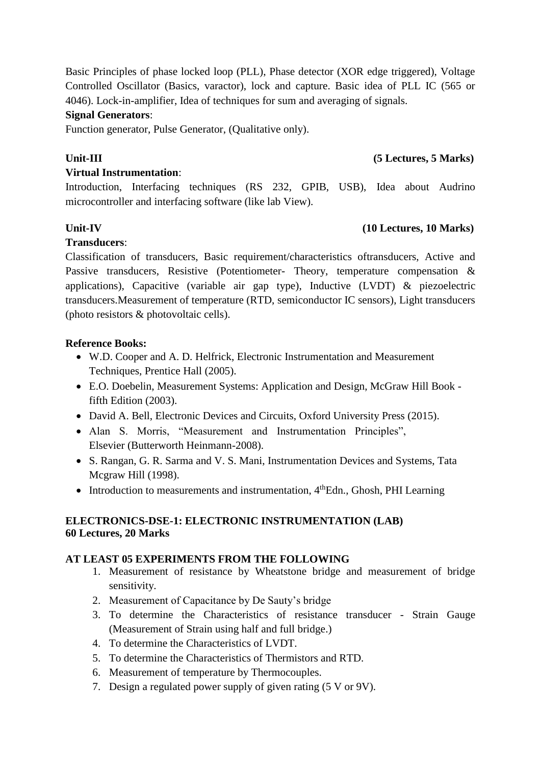Basic Principles of phase locked loop (PLL), Phase detector (XOR edge triggered), Voltage Controlled Oscillator (Basics, varactor), lock and capture. Basic idea of PLL IC (565 or 4046). Lock-in-amplifier, Idea of techniques for sum and averaging of signals.

**Signal Generators**:

Function generator, Pulse Generator, (Qualitative only).

**Unit-III (5 Lectures, 5 Marks)**

**Virtual Instrumentation**:

Introduction, Interfacing techniques (RS 232, GPIB, USB), Idea about Audrino microcontroller and interfacing software (like lab View).

**Unit-IV (10 Lectures, 10 Marks)**

**Transducers**:

Classification of transducers, Basic requirement/characteristics oftransducers, Active and Passive transducers, Resistive (Potentiometer- Theory, temperature compensation & applications), Capacitive (variable air gap type), Inductive (LVDT) & piezoelectric transducers.Measurement of temperature (RTD, semiconductor IC sensors), Light transducers (photo resistors & photovoltaic cells).

**Reference Books:**

- W.D. Cooper and A. D. Helfrick, Electronic Instrumentation and Measurement Techniques, Prentice Hall (2005).
- E.O. Doebelin, Measurement Systems: Application and Design, McGraw Hill Book - fifth Edition (2003).
- David A. Bell, Electronic Devices and Circuits, Oxford University Press (2015).
- Alan S. Morris, "Measurement and Instrumentation Principles", Elsevier (Butterworth Heinmann-2008).
- S. Rangan, G. R. Sarma and V. S. Mani, Instrumentation Devices and Systems, Tata Mcgraw Hill (1998).
- Introduction to measurements and instrumentation, 4thEdn., Ghosh, PHI Learning

**ELECTRONICS-DSE-1: ELECTRONIC INSTRUMENTATION (LAB)**
**60 Lectures, 20 Marks**

**AT LEAST 05 EXPERIMENTS FROM THE FOLLOWING**

1. Measurement of resistance by Wheatstone bridge and measurement of bridge sensitivity.
2. Measurement of Capacitance by De Sauty's bridge
3. To determine the Characteristics of resistance transducer - Strain Gauge (Measurement of Strain using half and full bridge.)
4. To determine the Characteristics of LVDT.
5. To determine the Characteristics of Thermistors and RTD.
6. Measurement of temperature by Thermocouples.
7. Design a regulated power supply of given rating (5 V or 9V).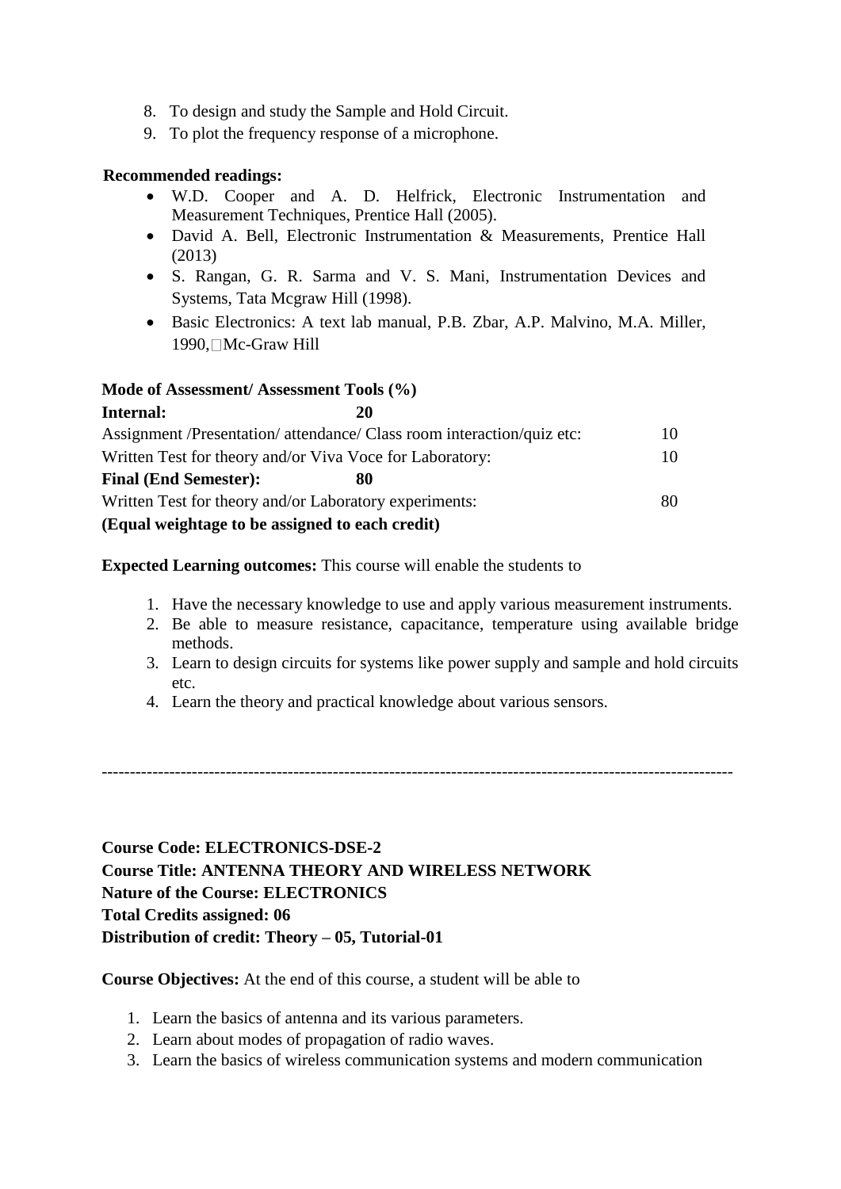8. To design and study the Sample and Hold Circuit.
9. To plot the frequency response of a microphone.

**Recommended readings:**

- W.D. Cooper and A. D. Helfrick, Electronic Instrumentation and Measurement Techniques, Prentice Hall (2005).
- David A. Bell, Electronic Instrumentation & Measurements, Prentice Hall (2013)
- S. Rangan, G. R. Sarma and V. S. Mani, Instrumentation Devices and Systems, Tata Mcgraw Hill (1998).
- Basic Electronics: A text lab manual, P.B. Zbar, A.P. Malvino, M.A. Miller, 1990, Mc-Graw Hill

**Mode of Assessment/ Assessment Tools (%)**

| | |
|---|---|
| **Internal: 20** | |
| Assignment /Presentation/ attendance/ Class room interaction/quiz etc: | 10 |
| Written Test for theory and/or Viva Voce for Laboratory: | 10 |
| **Final (End Semester): 80** | |
| Written Test for theory and/or Laboratory experiments: | 80 |

**(Equal weightage to be assigned to each credit)**

**Expected Learning outcomes:** This course will enable the students to

1. Have the necessary knowledge to use and apply various measurement instruments.
2. Be able to measure resistance, capacitance, temperature using available bridge methods.
3. Learn to design circuits for systems like power supply and sample and hold circuits etc.
4. Learn the theory and practical knowledge about various sensors.

---

**Course Code: ELECTRONICS-DSE-2**
**Course Title: ANTENNA THEORY AND WIRELESS NETWORK**
**Nature of the Course: ELECTRONICS**
**Total Credits assigned: 06**
**Distribution of credit: Theory – 05, Tutorial-01**

**Course Objectives:** At the end of this course, a student will be able to

1. Learn the basics of antenna and its various parameters.
2. Learn about modes of propagation of radio waves.
3. Learn the basics of wireless communication systems and modern communication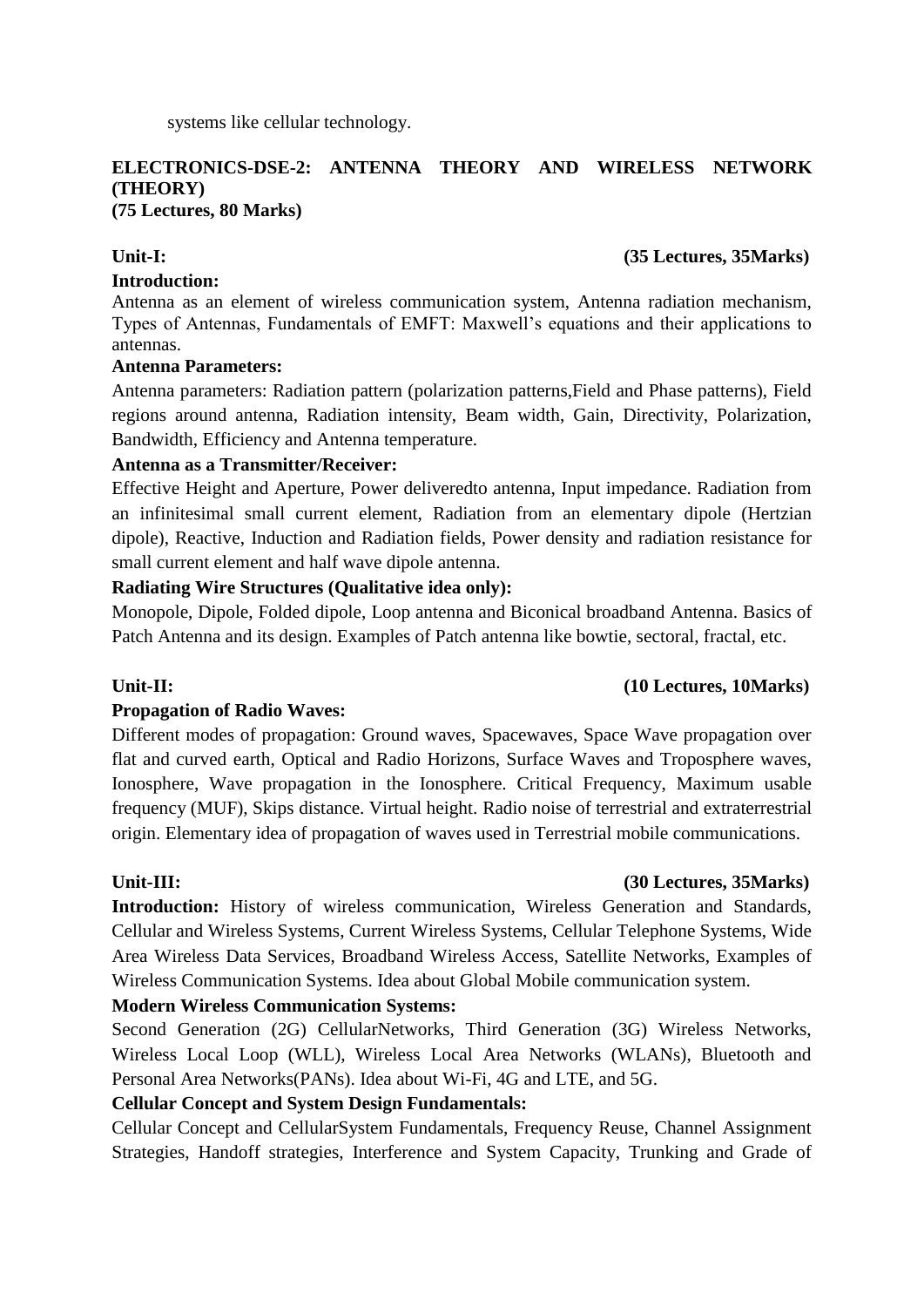systems like cellular technology.

**ELECTRONICS-DSE-2: ANTENNA THEORY AND WIRELESS NETWORK (THEORY)**
**(75 Lectures, 80 Marks)**

**Unit-I:** **(35 Lectures, 35Marks)**

**Introduction:**

Antenna as an element of wireless communication system, Antenna radiation mechanism, Types of Antennas, Fundamentals of EMFT: Maxwell's equations and their applications to antennas.

**Antenna Parameters:**

Antenna parameters: Radiation pattern (polarization patterns,Field and Phase patterns), Field regions around antenna, Radiation intensity, Beam width, Gain, Directivity, Polarization, Bandwidth, Efficiency and Antenna temperature.

**Antenna as a Transmitter/Receiver:**

Effective Height and Aperture, Power deliveredto antenna, Input impedance. Radiation from an infinitesimal small current element, Radiation from an elementary dipole (Hertzian dipole), Reactive, Induction and Radiation fields, Power density and radiation resistance for small current element and half wave dipole antenna.

**Radiating Wire Structures (Qualitative idea only):**

Monopole, Dipole, Folded dipole, Loop antenna and Biconical broadband Antenna. Basics of Patch Antenna and its design. Examples of Patch antenna like bowtie, sectoral, fractal, etc.

**Unit-II:** **(10 Lectures, 10Marks)**

**Propagation of Radio Waves:**

Different modes of propagation: Ground waves, Spacewaves, Space Wave propagation over flat and curved earth, Optical and Radio Horizons, Surface Waves and Troposphere waves, Ionosphere, Wave propagation in the Ionosphere. Critical Frequency, Maximum usable frequency (MUF), Skips distance. Virtual height. Radio noise of terrestrial and extraterrestrial origin. Elementary idea of propagation of waves used in Terrestrial mobile communications.

**Unit-III:** **(30 Lectures, 35Marks)**

**Introduction:** History of wireless communication, Wireless Generation and Standards, Cellular and Wireless Systems, Current Wireless Systems, Cellular Telephone Systems, Wide Area Wireless Data Services, Broadband Wireless Access, Satellite Networks, Examples of Wireless Communication Systems. Idea about Global Mobile communication system.

**Modern Wireless Communication Systems:**

Second Generation (2G) CellularNetworks, Third Generation (3G) Wireless Networks, Wireless Local Loop (WLL), Wireless Local Area Networks (WLANs), Bluetooth and Personal Area Networks(PANs). Idea about Wi-Fi, 4G and LTE, and 5G.

**Cellular Concept and System Design Fundamentals:**

Cellular Concept and CellularSystem Fundamentals, Frequency Reuse, Channel Assignment Strategies, Handoff strategies, Interference and System Capacity, Trunking and Grade of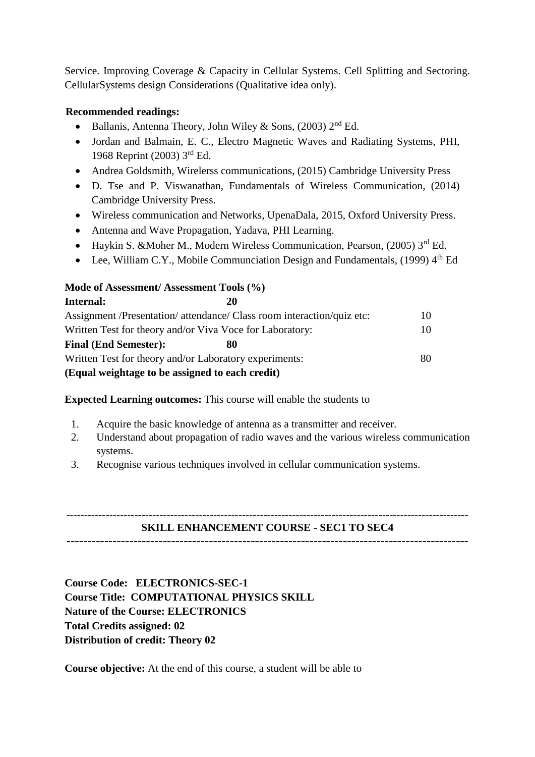Service. Improving Coverage & Capacity in Cellular Systems. Cell Splitting and Sectoring. CellularSystems design Considerations (Qualitative idea only).

**Recommended readings:**

- Ballanis, Antenna Theory, John Wiley & Sons, (2003) 2nd Ed.
- Jordan and Balmain, E. C., Electro Magnetic Waves and Radiating Systems, PHI, 1968 Reprint (2003) 3rd Ed.
- Andrea Goldsmith, Wirelerss communications, (2015) Cambridge University Press
- D. Tse and P. Viswanathan, Fundamentals of Wireless Communication, (2014) Cambridge University Press.
- Wireless communication and Networks, UpenaDala, 2015, Oxford University Press.
- Antenna and Wave Propagation, Yadava, PHI Learning.
- Haykin S. &Moher M., Modern Wireless Communication, Pearson, (2005) 3rd Ed.
- Lee, William C.Y., Mobile Communciation Design and Fundamentals, (1999) 4th Ed

**Mode of Assessment/ Assessment Tools (%)**

| | | |
|---|---|---|
| **Internal:** | **20** | |
| Assignment /Presentation/ attendance/ Class room interaction/quiz etc: | | 10 |
| Written Test for theory and/or Viva Voce for Laboratory: | | 10 |
| **Final (End Semester):** | **80** | |
| Written Test for theory and/or Laboratory experiments: | | 80 |

**(Equal weightage to be assigned to each credit)**

**Expected Learning outcomes:** This course will enable the students to

1. Acquire the basic knowledge of antenna as a transmitter and receiver.
2. Understand about propagation of radio waves and the various wireless communication systems.
3. Recognise various techniques involved in cellular communication systems.

---

## SKILL ENHANCEMENT COURSE - SEC1 TO SEC4

---

**Course Code: ELECTRONICS-SEC-1**
**Course Title: COMPUTATIONAL PHYSICS SKILL**
**Nature of the Course: ELECTRONICS**
**Total Credits assigned: 02**
**Distribution of credit: Theory 02**

**Course objective:** At the end of this course, a student will be able to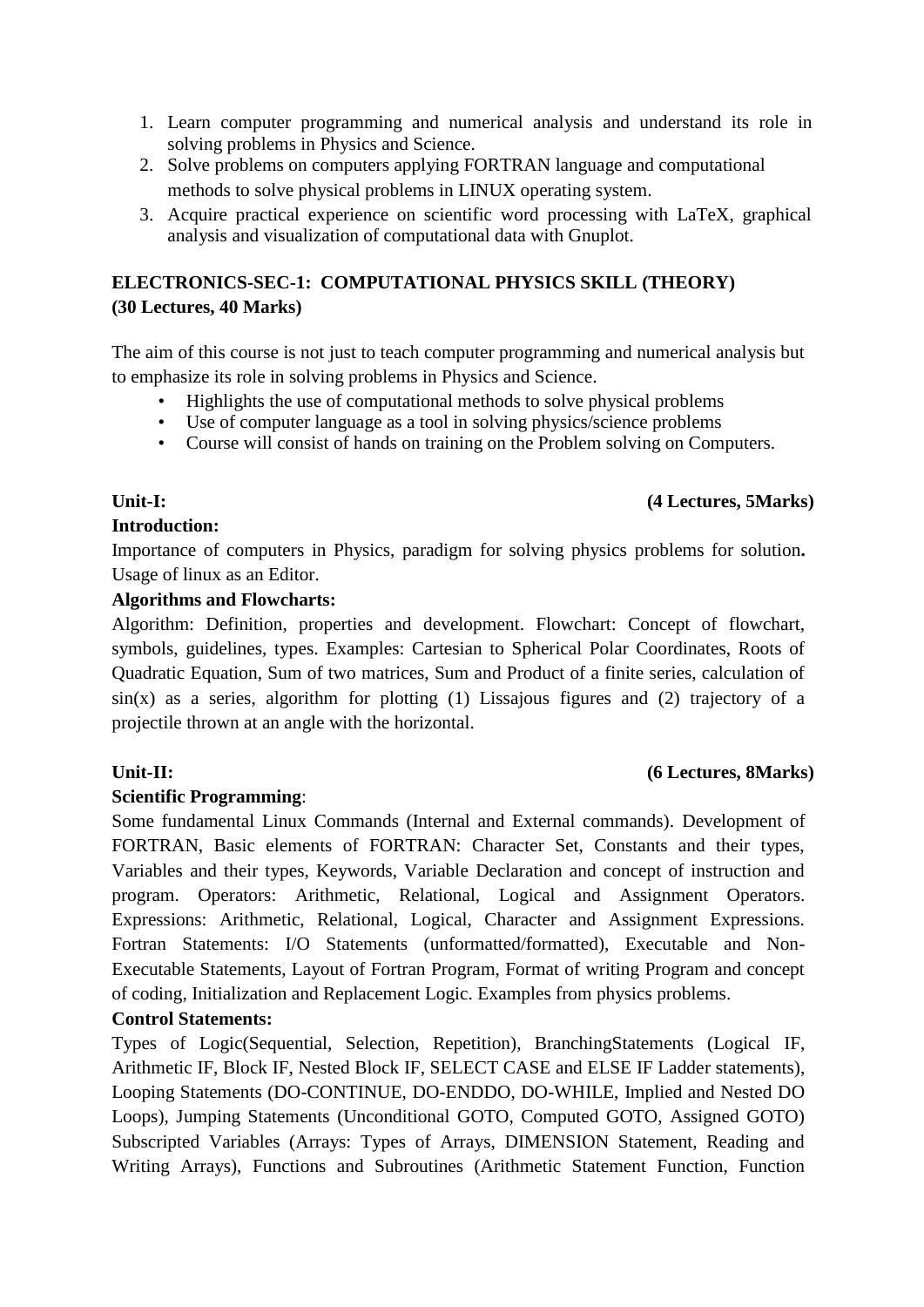1. Learn computer programming and numerical analysis and understand its role in solving problems in Physics and Science.
2. Solve problems on computers applying FORTRAN language and computational methods to solve physical problems in LINUX operating system.
3. Acquire practical experience on scientific word processing with LaTeX, graphical analysis and visualization of computational data with Gnuplot.

**ELECTRONICS-SEC-1: COMPUTATIONAL PHYSICS SKILL (THEORY)**
**(30 Lectures, 40 Marks)**

The aim of this course is not just to teach computer programming and numerical analysis but to emphasize its role in solving problems in Physics and Science.

- Highlights the use of computational methods to solve physical problems
- Use of computer language as a tool in solving physics/science problems
- Course will consist of hands on training on the Problem solving on Computers.

**Unit-I:** **(4 Lectures, 5Marks)**

**Introduction:**

Importance of computers in Physics, paradigm for solving physics problems for solution**.** Usage of linux as an Editor.

**Algorithms and Flowcharts:**

Algorithm: Definition, properties and development. Flowchart: Concept of flowchart, symbols, guidelines, types. Examples: Cartesian to Spherical Polar Coordinates, Roots of Quadratic Equation, Sum of two matrices, Sum and Product of a finite series, calculation of sin(x) as a series, algorithm for plotting (1) Lissajous figures and (2) trajectory of a projectile thrown at an angle with the horizontal.

**Unit-II:** **(6 Lectures, 8Marks)**

**Scientific Programming**:

Some fundamental Linux Commands (Internal and External commands). Development of FORTRAN, Basic elements of FORTRAN: Character Set, Constants and their types, Variables and their types, Keywords, Variable Declaration and concept of instruction and program. Operators: Arithmetic, Relational, Logical and Assignment Operators. Expressions: Arithmetic, Relational, Logical, Character and Assignment Expressions. Fortran Statements: I/O Statements (unformatted/formatted), Executable and Non-Executable Statements, Layout of Fortran Program, Format of writing Program and concept of coding, Initialization and Replacement Logic. Examples from physics problems.

**Control Statements:**

Types of Logic(Sequential, Selection, Repetition), BranchingStatements (Logical IF, Arithmetic IF, Block IF, Nested Block IF, SELECT CASE and ELSE IF Ladder statements), Looping Statements (DO-CONTINUE, DO-ENDDO, DO-WHILE, Implied and Nested DO Loops), Jumping Statements (Unconditional GOTO, Computed GOTO, Assigned GOTO) Subscripted Variables (Arrays: Types of Arrays, DIMENSION Statement, Reading and Writing Arrays), Functions and Subroutines (Arithmetic Statement Function, Function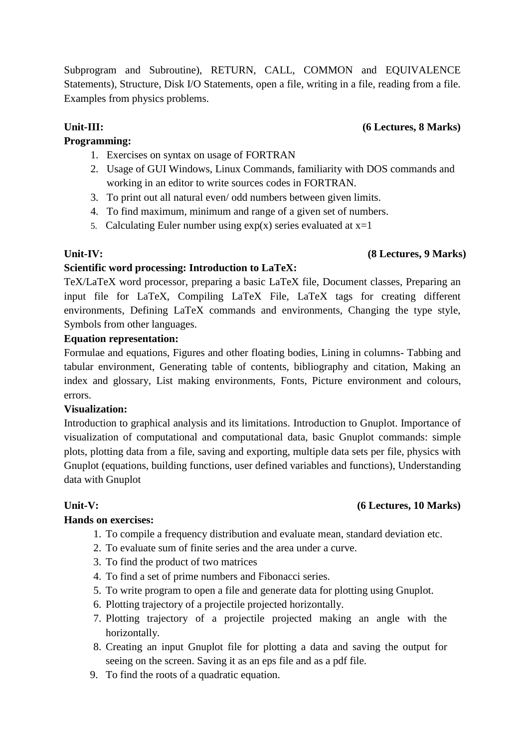Subprogram and Subroutine), RETURN, CALL, COMMON and EQUIVALENCE Statements), Structure, Disk I/O Statements, open a file, writing in a file, reading from a file. Examples from physics problems.

**Unit-III:** **(6 Lectures, 8 Marks)**

**Programming:**

1. Exercises on syntax on usage of FORTRAN
2. Usage of GUI Windows, Linux Commands, familiarity with DOS commands and working in an editor to write sources codes in FORTRAN.
3. To print out all natural even/ odd numbers between given limits.
4. To find maximum, minimum and range of a given set of numbers.
5. Calculating Euler number using exp(x) series evaluated at x=1

**Unit-IV:** **(8 Lectures, 9 Marks)**

**Scientific word processing: Introduction to LaTeX:**

TeX/LaTeX word processor, preparing a basic LaTeX file, Document classes, Preparing an input file for LaTeX, Compiling LaTeX File, LaTeX tags for creating different environments, Defining LaTeX commands and environments, Changing the type style, Symbols from other languages.

**Equation representation:**

Formulae and equations, Figures and other floating bodies, Lining in columns- Tabbing and tabular environment, Generating table of contents, bibliography and citation, Making an index and glossary, List making environments, Fonts, Picture environment and colours, errors.

**Visualization:**

Introduction to graphical analysis and its limitations. Introduction to Gnuplot. Importance of visualization of computational and computational data, basic Gnuplot commands: simple plots, plotting data from a file, saving and exporting, multiple data sets per file, physics with Gnuplot (equations, building functions, user defined variables and functions), Understanding data with Gnuplot

**Unit-V:** **(6 Lectures, 10 Marks)**

**Hands on exercises:**

1. To compile a frequency distribution and evaluate mean, standard deviation etc.
2. To evaluate sum of finite series and the area under a curve.
3. To find the product of two matrices
4. To find a set of prime numbers and Fibonacci series.
5. To write program to open a file and generate data for plotting using Gnuplot.
6. Plotting trajectory of a projectile projected horizontally.
7. Plotting trajectory of a projectile projected making an angle with the horizontally.
8. Creating an input Gnuplot file for plotting a data and saving the output for seeing on the screen. Saving it as an eps file and as a pdf file.
9. To find the roots of a quadratic equation.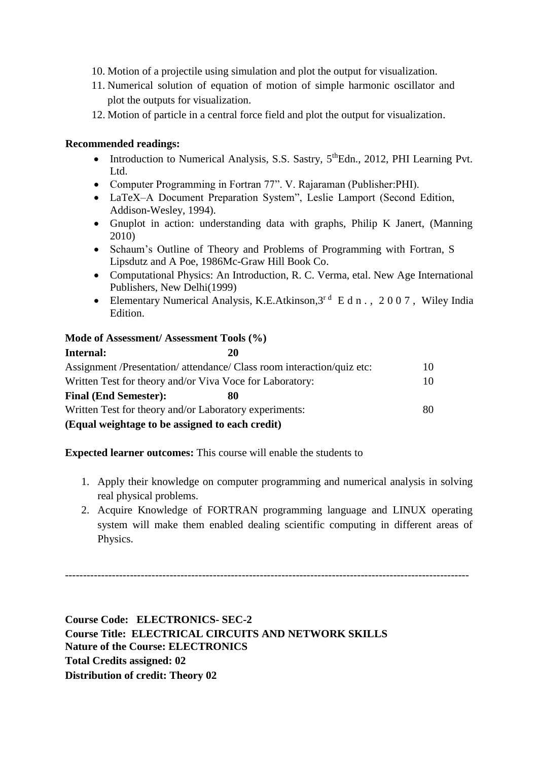10. Motion of a projectile using simulation and plot the output for visualization.
11. Numerical solution of equation of motion of simple harmonic oscillator and plot the outputs for visualization.
12. Motion of particle in a central force field and plot the output for visualization.

**Recommended readings:**

- Introduction to Numerical Analysis, S.S. Sastry, 5thEdn., 2012, PHI Learning Pvt. Ltd.
- Computer Programming in Fortran 77". V. Rajaraman (Publisher:PHI).
- LaTeX–A Document Preparation System", Leslie Lamport (Second Edition, Addison-Wesley, 1994).
- Gnuplot in action: understanding data with graphs, Philip K Janert, (Manning 2010)
- Schaum's Outline of Theory and Problems of Programming with Fortran, S Lipsdutz and A Poe, 1986Mc-Graw Hill Book Co.
- Computational Physics: An Introduction, R. C. Verma, etal. New Age International Publishers, New Delhi(1999)
- Elementary Numerical Analysis, K.E.Atkinson,3rd Edn., 2007, Wiley India Edition.

**Mode of Assessment/ Assessment Tools (%)**

| | |
|---|---|
| **Internal: 20** | |
| Assignment /Presentation/ attendance/ Class room interaction/quiz etc: | 10 |
| Written Test for theory and/or Viva Voce for Laboratory: | 10 |
| **Final (End Semester): 80** | |
| Written Test for theory and/or Laboratory experiments: | 80 |

**(Equal weightage to be assigned to each credit)**

**Expected learner outcomes:** This course will enable the students to

1. Apply their knowledge on computer programming and numerical analysis in solving real physical problems.
2. Acquire Knowledge of FORTRAN programming language and LINUX operating system will make them enabled dealing scientific computing in different areas of Physics.

---

**Course Code: ELECTRONICS- SEC-2**
**Course Title: ELECTRICAL CIRCUITS AND NETWORK SKILLS**
**Nature of the Course: ELECTRONICS**
**Total Credits assigned: 02**
**Distribution of credit: Theory 02**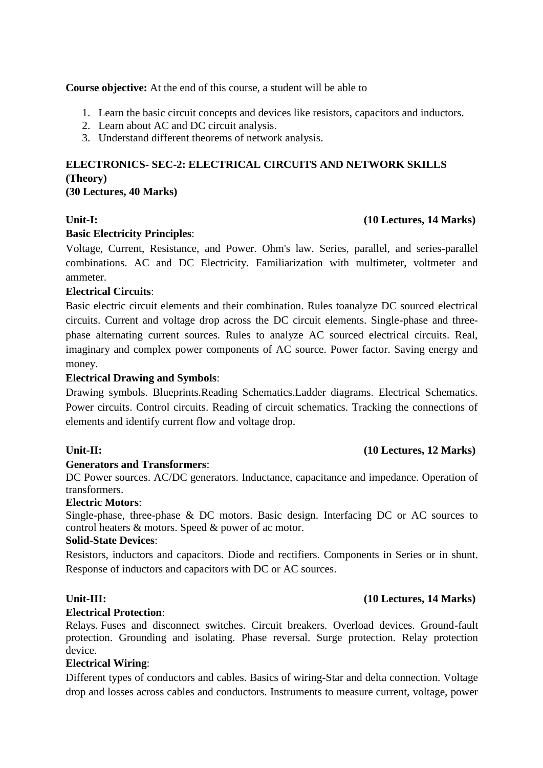**Course objective:** At the end of this course, a student will be able to

1. Learn the basic circuit concepts and devices like resistors, capacitors and inductors.
2. Learn about AC and DC circuit analysis.
3. Understand different theorems of network analysis.

## ELECTRONICS- SEC-2: ELECTRICAL CIRCUITS AND NETWORK SKILLS (Theory)

**(30 Lectures, 40 Marks)**

### Unit-I: (10 Lectures, 14 Marks)

**Basic Electricity Principles**:

Voltage, Current, Resistance, and Power. Ohm's law. Series, parallel, and series-parallel combinations. AC and DC Electricity. Familiarization with multimeter, voltmeter and ammeter.

**Electrical Circuits**:

Basic electric circuit elements and their combination. Rules toanalyze DC sourced electrical circuits. Current and voltage drop across the DC circuit elements. Single-phase and three-phase alternating current sources. Rules to analyze AC sourced electrical circuits. Real, imaginary and complex power components of AC source. Power factor. Saving energy and money.

**Electrical Drawing and Symbols**:

Drawing symbols. Blueprints.Reading Schematics.Ladder diagrams. Electrical Schematics. Power circuits. Control circuits. Reading of circuit schematics. Tracking the connections of elements and identify current flow and voltage drop.

### Unit-II: (10 Lectures, 12 Marks)

**Generators and Transformers**:

DC Power sources. AC/DC generators. Inductance, capacitance and impedance. Operation of transformers.

**Electric Motors**:

Single-phase, three-phase & DC motors. Basic design. Interfacing DC or AC sources to control heaters & motors. Speed & power of ac motor.

**Solid-State Devices**:

Resistors, inductors and capacitors. Diode and rectifiers. Components in Series or in shunt. Response of inductors and capacitors with DC or AC sources.

### Unit-III: (10 Lectures, 14 Marks)

**Electrical Protection**:

Relays. Fuses and disconnect switches. Circuit breakers. Overload devices. Ground-fault protection. Grounding and isolating. Phase reversal. Surge protection. Relay protection device.

**Electrical Wiring**:

Different types of conductors and cables. Basics of wiring-Star and delta connection. Voltage drop and losses across cables and conductors. Instruments to measure current, voltage, power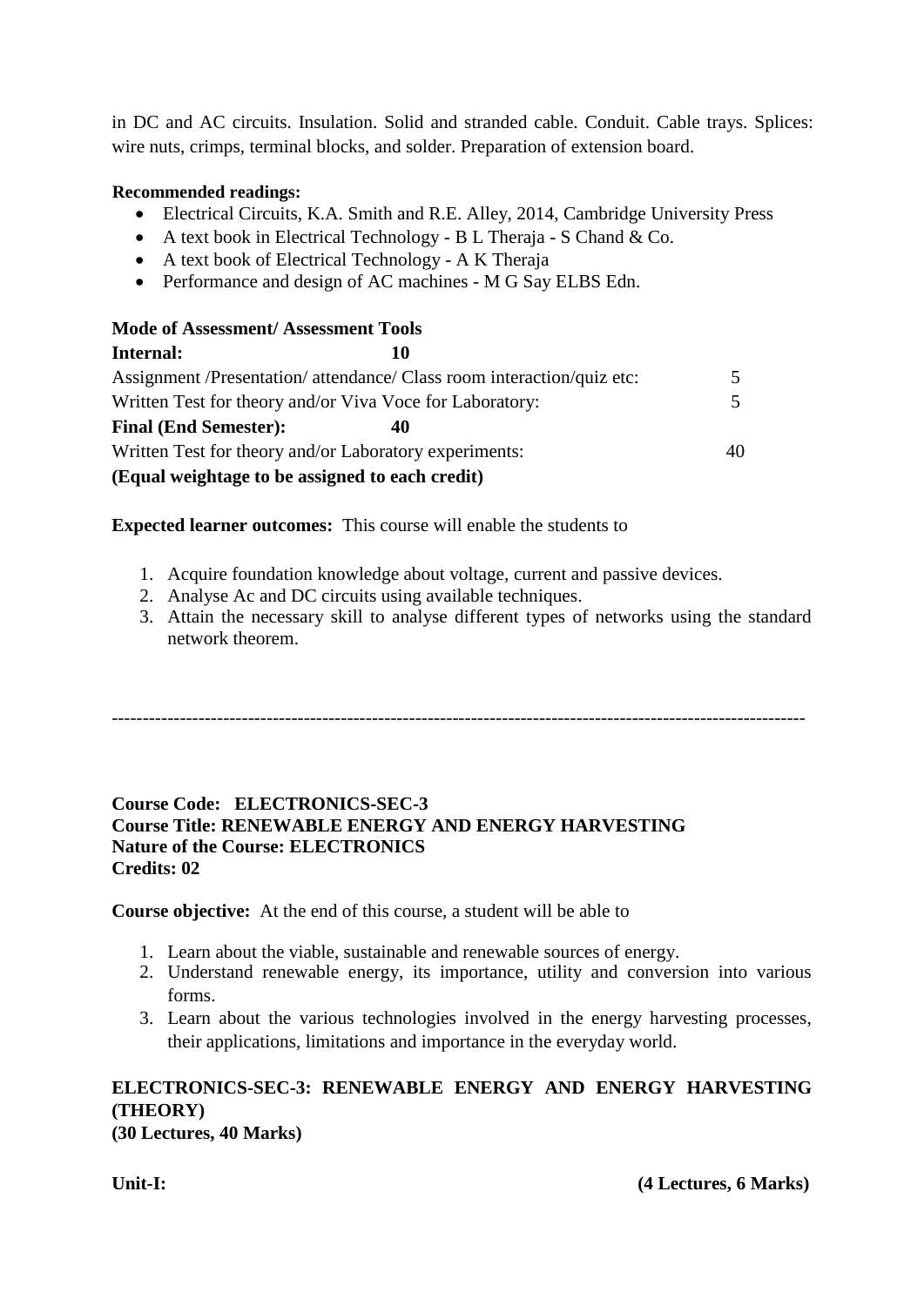in DC and AC circuits. Insulation. Solid and stranded cable. Conduit. Cable trays. Splices: wire nuts, crimps, terminal blocks, and solder. Preparation of extension board.

**Recommended readings:**

- Electrical Circuits, K.A. Smith and R.E. Alley, 2014, Cambridge University Press
- A text book in Electrical Technology - B L Theraja - S Chand & Co.
- A text book of Electrical Technology - A K Theraja
- Performance and design of AC machines - M G Say ELBS Edn.

**Mode of Assessment/ Assessment Tools**

**Internal: 10**

Assignment /Presentation/ attendance/ Class room interaction/quiz etc: 5

Written Test for theory and/or Viva Voce for Laboratory: 5

**Final (End Semester): 40**

Written Test for theory and/or Laboratory experiments: 40

**(Equal weightage to be assigned to each credit)**

**Expected learner outcomes:** This course will enable the students to

1. Acquire foundation knowledge about voltage, current and passive devices.
2. Analyse Ac and DC circuits using available techniques.
3. Attain the necessary skill to analyse different types of networks using the standard network theorem.

---

**Course Code: ELECTRONICS-SEC-3**
**Course Title: RENEWABLE ENERGY AND ENERGY HARVESTING**
**Nature of the Course: ELECTRONICS**
**Credits: 02**

**Course objective:** At the end of this course, a student will be able to

1. Learn about the viable, sustainable and renewable sources of energy.
2. Understand renewable energy, its importance, utility and conversion into various forms.
3. Learn about the various technologies involved in the energy harvesting processes, their applications, limitations and importance in the everyday world.

**ELECTRONICS-SEC-3: RENEWABLE ENERGY AND ENERGY HARVESTING (THEORY)**
**(30 Lectures, 40 Marks)**

**Unit-I: (4 Lectures, 6 Marks)**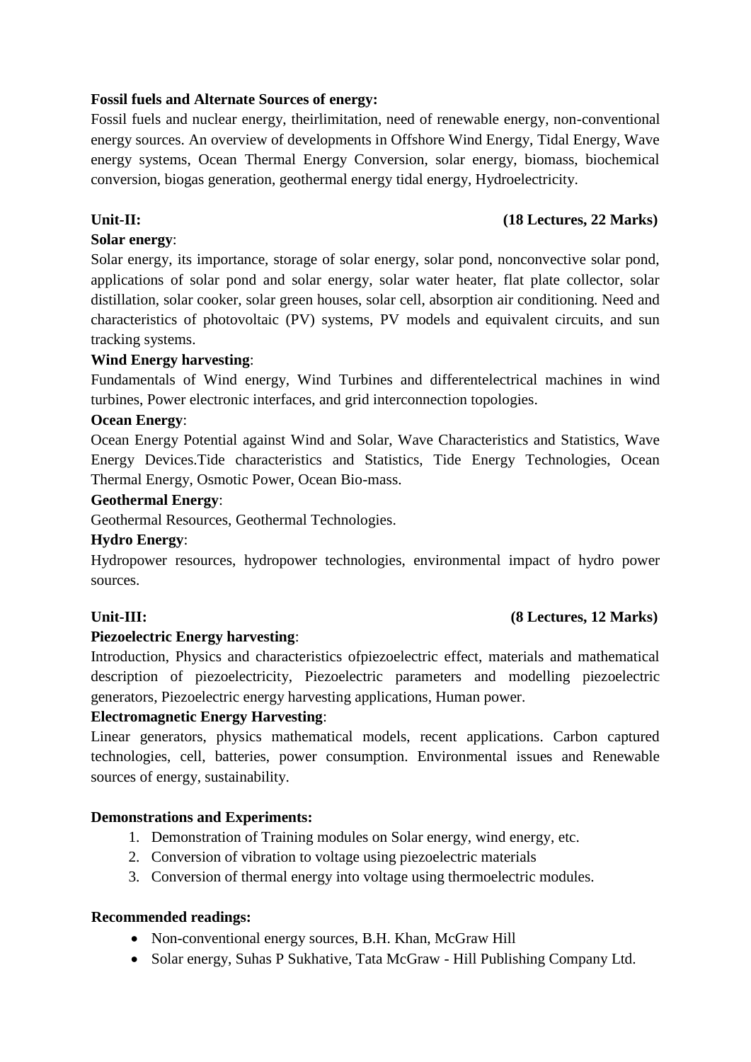**Fossil fuels and Alternate Sources of energy:**

Fossil fuels and nuclear energy, theirlimitation, need of renewable energy, non-conventional energy sources. An overview of developments in Offshore Wind Energy, Tidal Energy, Wave energy systems, Ocean Thermal Energy Conversion, solar energy, biomass, biochemical conversion, biogas generation, geothermal energy tidal energy, Hydroelectricity.

**Unit-II: (18 Lectures, 22 Marks)**

**Solar energy**:

Solar energy, its importance, storage of solar energy, solar pond, nonconvective solar pond, applications of solar pond and solar energy, solar water heater, flat plate collector, solar distillation, solar cooker, solar green houses, solar cell, absorption air conditioning. Need and characteristics of photovoltaic (PV) systems, PV models and equivalent circuits, and sun tracking systems.

**Wind Energy harvesting**:

Fundamentals of Wind energy, Wind Turbines and differentelectrical machines in wind turbines, Power electronic interfaces, and grid interconnection topologies.

**Ocean Energy**:

Ocean Energy Potential against Wind and Solar, Wave Characteristics and Statistics, Wave Energy Devices.Tide characteristics and Statistics, Tide Energy Technologies, Ocean Thermal Energy, Osmotic Power, Ocean Bio-mass.

**Geothermal Energy**:

Geothermal Resources, Geothermal Technologies.

**Hydro Energy**:

Hydropower resources, hydropower technologies, environmental impact of hydro power sources.

**Unit-III: (8 Lectures, 12 Marks)**

**Piezoelectric Energy harvesting**:

Introduction, Physics and characteristics ofpiezoelectric effect, materials and mathematical description of piezoelectricity, Piezoelectric parameters and modelling piezoelectric generators, Piezoelectric energy harvesting applications, Human power.

**Electromagnetic Energy Harvesting**:

Linear generators, physics mathematical models, recent applications. Carbon captured technologies, cell, batteries, power consumption. Environmental issues and Renewable sources of energy, sustainability.

**Demonstrations and Experiments:**

1. Demonstration of Training modules on Solar energy, wind energy, etc.
2. Conversion of vibration to voltage using piezoelectric materials
3. Conversion of thermal energy into voltage using thermoelectric modules.

**Recommended readings:**

- Non-conventional energy sources, B.H. Khan, McGraw Hill
- Solar energy, Suhas P Sukhative, Tata McGraw - Hill Publishing Company Ltd.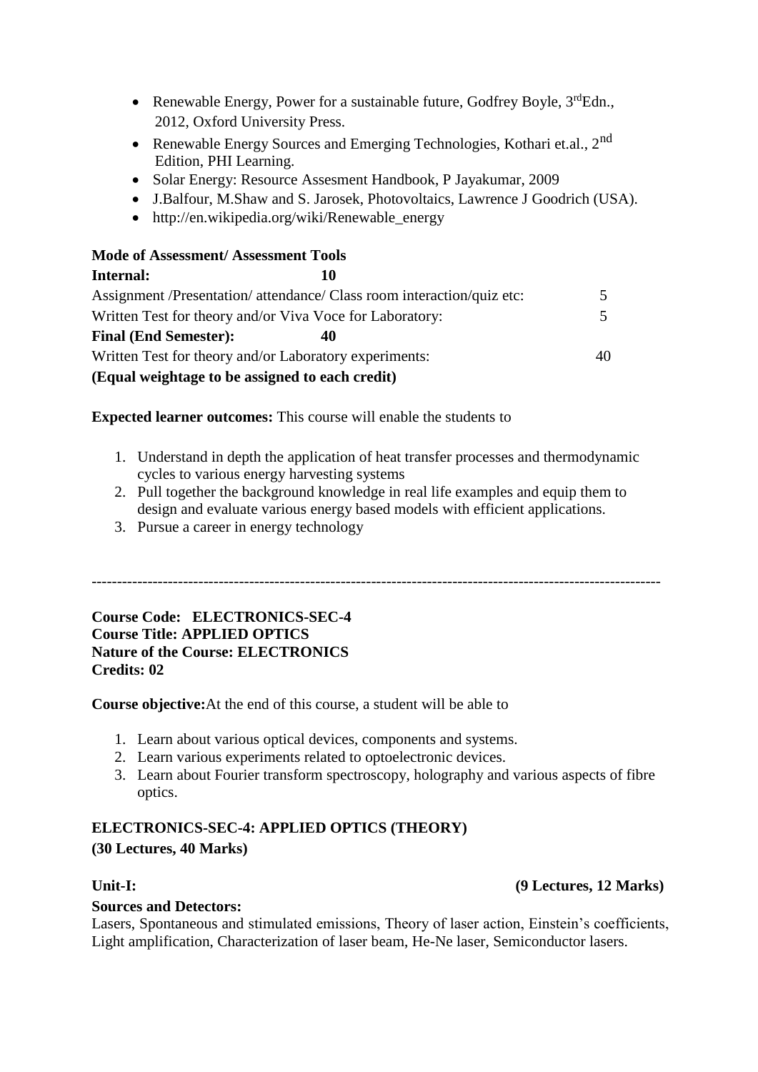- Renewable Energy, Power for a sustainable future, Godfrey Boyle, 3rdEdn., 2012, Oxford University Press.
- Renewable Energy Sources and Emerging Technologies, Kothari et.al., 2nd Edition, PHI Learning.
- Solar Energy: Resource Assesment Handbook, P Jayakumar, 2009
- J.Balfour, M.Shaw and S. Jarosek, Photovoltaics, Lawrence J Goodrich (USA).
- http://en.wikipedia.org/wiki/Renewable_energy

**Mode of Assessment/ Assessment Tools**

| | |
|---|---|
| **Internal: 10** | |
| Assignment /Presentation/ attendance/ Class room interaction/quiz etc: | 5 |
| Written Test for theory and/or Viva Voce for Laboratory: | 5 |
| **Final (End Semester): 40** | |
| Written Test for theory and/or Laboratory experiments: | 40 |

**(Equal weightage to be assigned to each credit)**

**Expected learner outcomes:** This course will enable the students to

1. Understand in depth the application of heat transfer processes and thermodynamic cycles to various energy harvesting systems
2. Pull together the background knowledge in real life examples and equip them to design and evaluate various energy based models with efficient applications.
3. Pursue a career in energy technology

---

**Course Code: ELECTRONICS-SEC-4**
**Course Title: APPLIED OPTICS**
**Nature of the Course: ELECTRONICS**
**Credits: 02**

**Course objective:** At the end of this course, a student will be able to

1. Learn about various optical devices, components and systems.
2. Learn various experiments related to optoelectronic devices.
3. Learn about Fourier transform spectroscopy, holography and various aspects of fibre optics.

## ELECTRONICS-SEC-4: APPLIED OPTICS (THEORY)

**(30 Lectures, 40 Marks)**

**Unit-I: (9 Lectures, 12 Marks)**

**Sources and Detectors:**
Lasers, Spontaneous and stimulated emissions, Theory of laser action, Einstein's coefficients, Light amplification, Characterization of laser beam, He-Ne laser, Semiconductor lasers.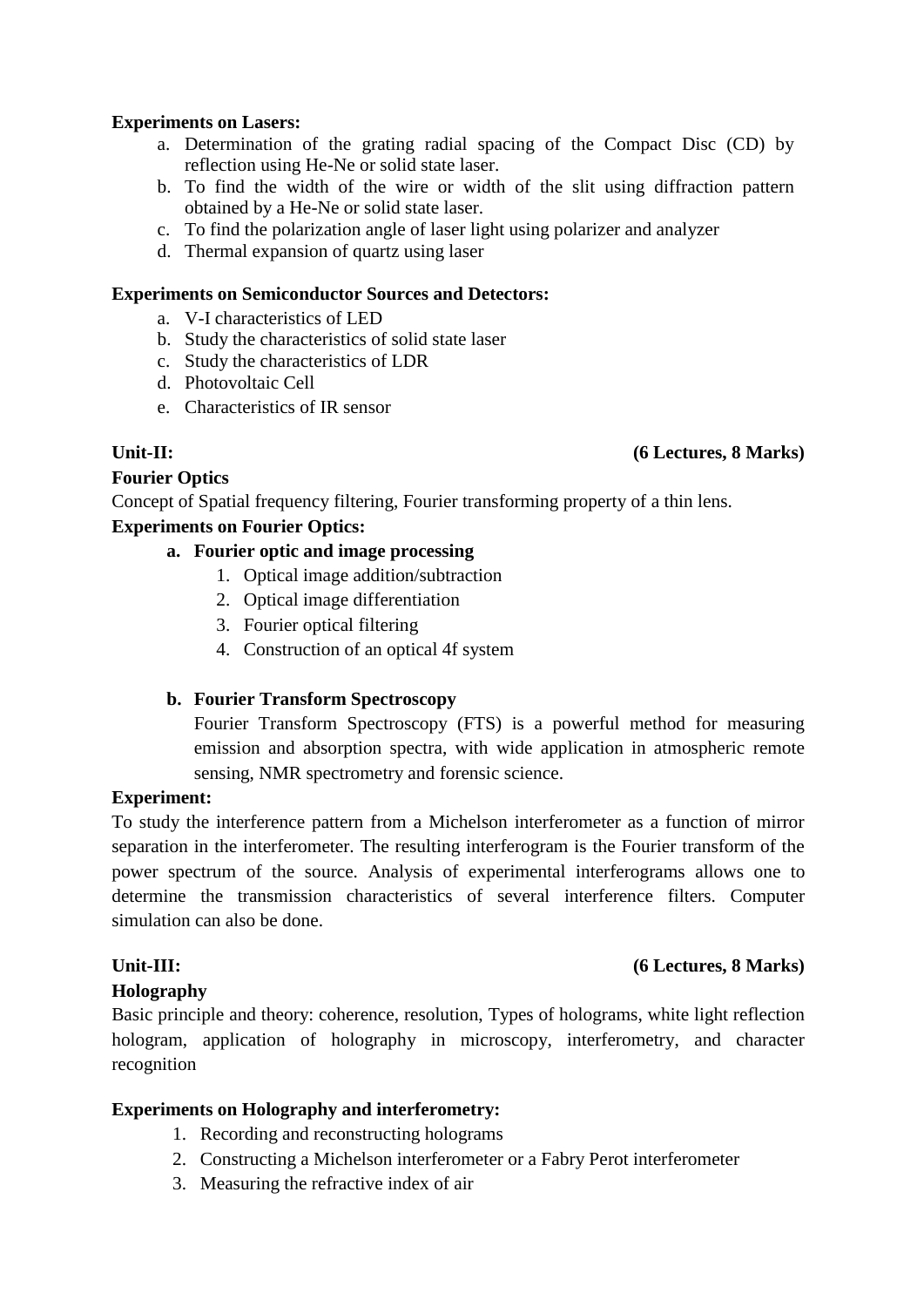**Experiments on Lasers:**

a. Determination of the grating radial spacing of the Compact Disc (CD) by reflection using He-Ne or solid state laser.
b. To find the width of the wire or width of the slit using diffraction pattern obtained by a He-Ne or solid state laser.
c. To find the polarization angle of laser light using polarizer and analyzer
d. Thermal expansion of quartz using laser

**Experiments on Semiconductor Sources and Detectors:**

a. V-I characteristics of LED
b. Study the characteristics of solid state laser
c. Study the characteristics of LDR
d. Photovoltaic Cell
e. Characteristics of IR sensor

**Unit-II:** **(6 Lectures, 8 Marks)**

**Fourier Optics**

Concept of Spatial frequency filtering, Fourier transforming property of a thin lens.

**Experiments on Fourier Optics:**

**a. Fourier optic and image processing**

1. Optical image addition/subtraction
2. Optical image differentiation
3. Fourier optical filtering
4. Construction of an optical 4f system

**b. Fourier Transform Spectroscopy**

Fourier Transform Spectroscopy (FTS) is a powerful method for measuring emission and absorption spectra, with wide application in atmospheric remote sensing, NMR spectrometry and forensic science.

**Experiment:**

To study the interference pattern from a Michelson interferometer as a function of mirror separation in the interferometer. The resulting interferogram is the Fourier transform of the power spectrum of the source. Analysis of experimental interferograms allows one to determine the transmission characteristics of several interference filters. Computer simulation can also be done.

**Unit-III:** **(6 Lectures, 8 Marks)**

**Holography**

Basic principle and theory: coherence, resolution, Types of holograms, white light reflection hologram, application of holography in microscopy, interferometry, and character recognition

**Experiments on Holography and interferometry:**

1. Recording and reconstructing holograms
2. Constructing a Michelson interferometer or a Fabry Perot interferometer
3. Measuring the refractive index of air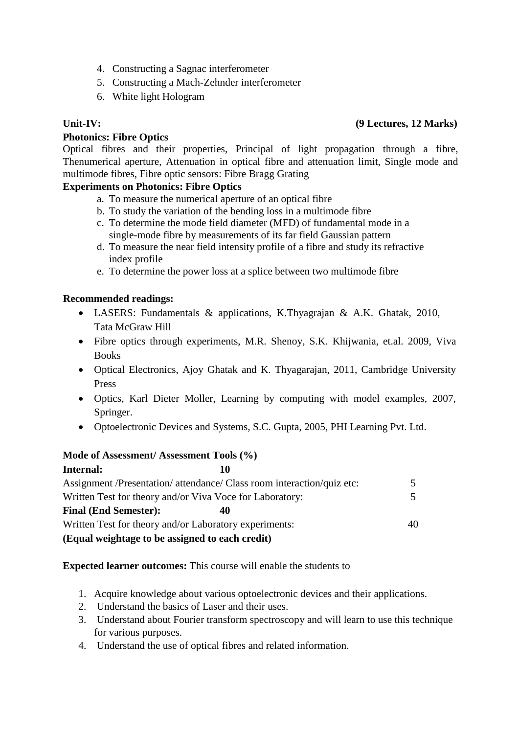4. Constructing a Sagnac interferometer
5. Constructing a Mach-Zehnder interferometer
6. White light Hologram

**Unit-IV: (9 Lectures, 12 Marks)**

**Photonics: Fibre Optics**

Optical fibres and their properties, Principal of light propagation through a fibre, Thenumerical aperture, Attenuation in optical fibre and attenuation limit, Single mode and multimode fibres, Fibre optic sensors: Fibre Bragg Grating

**Experiments on Photonics: Fibre Optics**

a. To measure the numerical aperture of an optical fibre
b. To study the variation of the bending loss in a multimode fibre
c. To determine the mode field diameter (MFD) of fundamental mode in a single-mode fibre by measurements of its far field Gaussian pattern
d. To measure the near field intensity profile of a fibre and study its refractive index profile
e. To determine the power loss at a splice between two multimode fibre

**Recommended readings:**

- LASERS: Fundamentals & applications, K.Thyagrajan & A.K. Ghatak, 2010, Tata McGraw Hill
- Fibre optics through experiments, M.R. Shenoy, S.K. Khijwania, et.al. 2009, Viva Books
- Optical Electronics, Ajoy Ghatak and K. Thyagarajan, 2011, Cambridge University Press
- Optics, Karl Dieter Moller, Learning by computing with model examples, 2007, Springer.
- Optoelectronic Devices and Systems, S.C. Gupta, 2005, PHI Learning Pvt. Ltd.

**Mode of Assessment/ Assessment Tools (%)**

| | |
|---|---|
| **Internal:** | **10** |
| Assignment /Presentation/ attendance/ Class room interaction/quiz etc: | 5 |
| Written Test for theory and/or Viva Voce for Laboratory: | 5 |
| **Final (End Semester):** | **40** |
| Written Test for theory and/or Laboratory experiments: | 40 |

**(Equal weightage to be assigned to each credit)**

**Expected learner outcomes:** This course will enable the students to

1. Acquire knowledge about various optoelectronic devices and their applications.
2. Understand the basics of Laser and their uses.
3. Understand about Fourier transform spectroscopy and will learn to use this technique for various purposes.
4. Understand the use of optical fibres and related information.